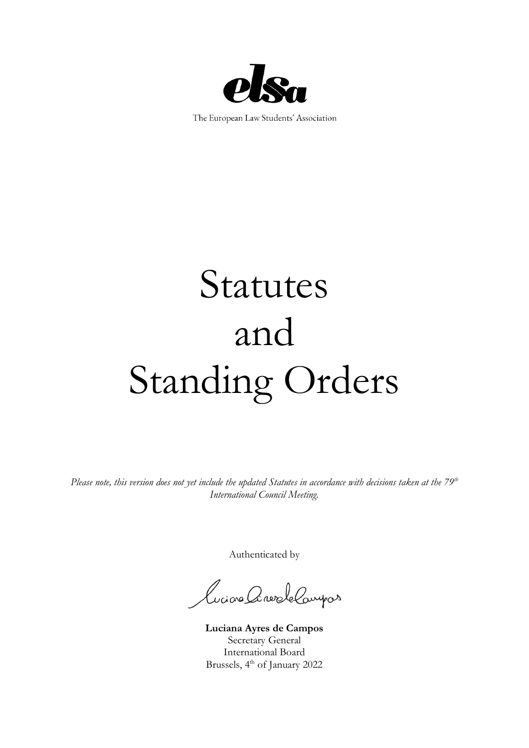elsa

The European Law Students' Association

# Statutes and Standing Orders

*Please note, this version does not yet include the updated Statutes in accordance with decisions taken at the 79th International Council Meeting.*

Authenticated by

**Luciana Ayres de Campos**
Secretary General
International Board
Brussels, 4th of January 2022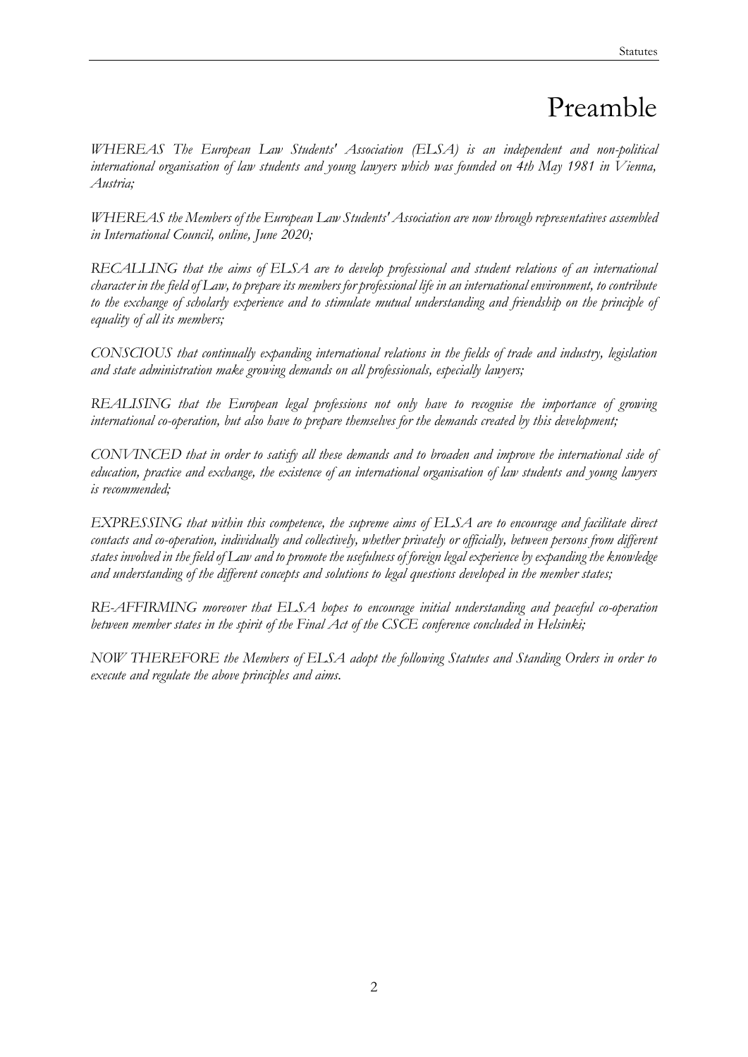# Preamble

*WHEREAS The European Law Students' Association (ELSA) is an independent and non-political international organisation of law students and young lawyers which was founded on 4th May 1981 in Vienna, Austria;*

*WHEREAS the Members of the European Law Students' Association are now through representatives assembled in International Council, online, June 2020;*

*RECALLING that the aims of ELSA are to develop professional and student relations of an international character in the field of Law, to prepare its members for professional life in an international environment, to contribute to the exchange of scholarly experience and to stimulate mutual understanding and friendship on the principle of equality of all its members;*

*CONSCIOUS that continually expanding international relations in the fields of trade and industry, legislation and state administration make growing demands on all professionals, especially lawyers;*

*REALISING that the European legal professions not only have to recognise the importance of growing international co-operation, but also have to prepare themselves for the demands created by this development;*

*CONVINCED that in order to satisfy all these demands and to broaden and improve the international side of education, practice and exchange, the existence of an international organisation of law students and young lawyers is recommended;*

*EXPRESSING that within this competence, the supreme aims of ELSA are to encourage and facilitate direct contacts and co-operation, individually and collectively, whether privately or officially, between persons from different states involved in the field of Law and to promote the usefulness of foreign legal experience by expanding the knowledge and understanding of the different concepts and solutions to legal questions developed in the member states;*

*RE-AFFIRMING moreover that ELSA hopes to encourage initial understanding and peaceful co-operation between member states in the spirit of the Final Act of the CSCE conference concluded in Helsinki;*

*NOW THEREFORE the Members of ELSA adopt the following Statutes and Standing Orders in order to execute and regulate the above principles and aims.*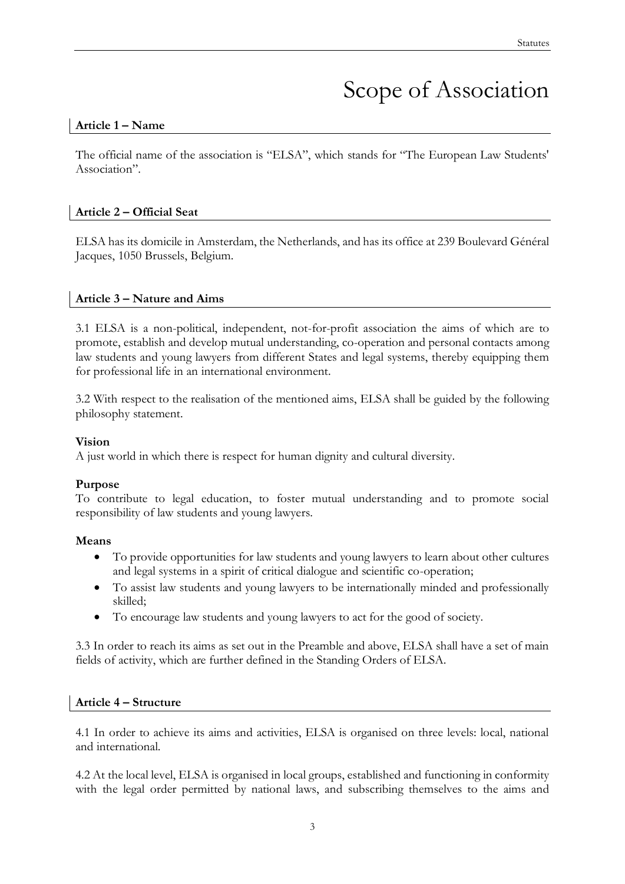# Scope of Association

## Article 1 – Name

The official name of the association is "ELSA", which stands for "The European Law Students' Association".

## Article 2 – Official Seat

ELSA has its domicile in Amsterdam, the Netherlands, and has its office at 239 Boulevard Général Jacques, 1050 Brussels, Belgium.

## Article 3 – Nature and Aims

3.1 ELSA is a non-political, independent, not-for-profit association the aims of which are to promote, establish and develop mutual understanding, co-operation and personal contacts among law students and young lawyers from different States and legal systems, thereby equipping them for professional life in an international environment.

3.2 With respect to the realisation of the mentioned aims, ELSA shall be guided by the following philosophy statement.

**Vision**
A just world in which there is respect for human dignity and cultural diversity.

**Purpose**
To contribute to legal education, to foster mutual understanding and to promote social responsibility of law students and young lawyers.

**Means**

- To provide opportunities for law students and young lawyers to learn about other cultures and legal systems in a spirit of critical dialogue and scientific co-operation;
- To assist law students and young lawyers to be internationally minded and professionally skilled;
- To encourage law students and young lawyers to act for the good of society.

3.3 In order to reach its aims as set out in the Preamble and above, ELSA shall have a set of main fields of activity, which are further defined in the Standing Orders of ELSA.

## Article 4 – Structure

4.1 In order to achieve its aims and activities, ELSA is organised on three levels: local, national and international.

4.2 At the local level, ELSA is organised in local groups, established and functioning in conformity with the legal order permitted by national laws, and subscribing themselves to the aims and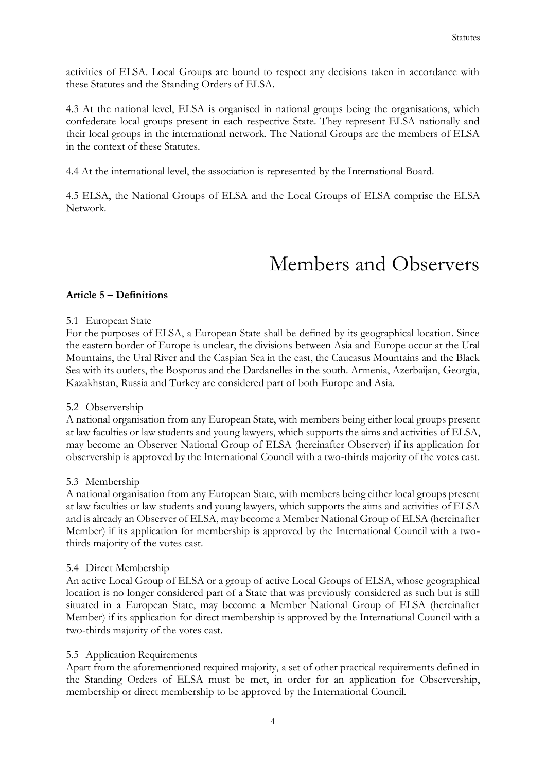activities of ELSA. Local Groups are bound to respect any decisions taken in accordance with these Statutes and the Standing Orders of ELSA.

4.3 At the national level, ELSA is organised in national groups being the organisations, which confederate local groups present in each respective State. They represent ELSA nationally and their local groups in the international network. The National Groups are the members of ELSA in the context of these Statutes.

4.4 At the international level, the association is represented by the International Board.

4.5 ELSA, the National Groups of ELSA and the Local Groups of ELSA comprise the ELSA Network.

# Members and Observers

## Article 5 – Definitions

5.1 European State

For the purposes of ELSA, a European State shall be defined by its geographical location. Since the eastern border of Europe is unclear, the divisions between Asia and Europe occur at the Ural Mountains, the Ural River and the Caspian Sea in the east, the Caucasus Mountains and the Black Sea with its outlets, the Bosporus and the Dardanelles in the south. Armenia, Azerbaijan, Georgia, Kazakhstan, Russia and Turkey are considered part of both Europe and Asia.

5.2 Observership

A national organisation from any European State, with members being either local groups present at law faculties or law students and young lawyers, which supports the aims and activities of ELSA, may become an Observer National Group of ELSA (hereinafter Observer) if its application for observership is approved by the International Council with a two-thirds majority of the votes cast.

5.3 Membership

A national organisation from any European State, with members being either local groups present at law faculties or law students and young lawyers, which supports the aims and activities of ELSA and is already an Observer of ELSA, may become a Member National Group of ELSA (hereinafter Member) if its application for membership is approved by the International Council with a two-thirds majority of the votes cast.

5.4 Direct Membership

An active Local Group of ELSA or a group of active Local Groups of ELSA, whose geographical location is no longer considered part of a State that was previously considered as such but is still situated in a European State, may become a Member National Group of ELSA (hereinafter Member) if its application for direct membership is approved by the International Council with a two-thirds majority of the votes cast.

5.5 Application Requirements

Apart from the aforementioned required majority, a set of other practical requirements defined in the Standing Orders of ELSA must be met, in order for an application for Observership, membership or direct membership to be approved by the International Council.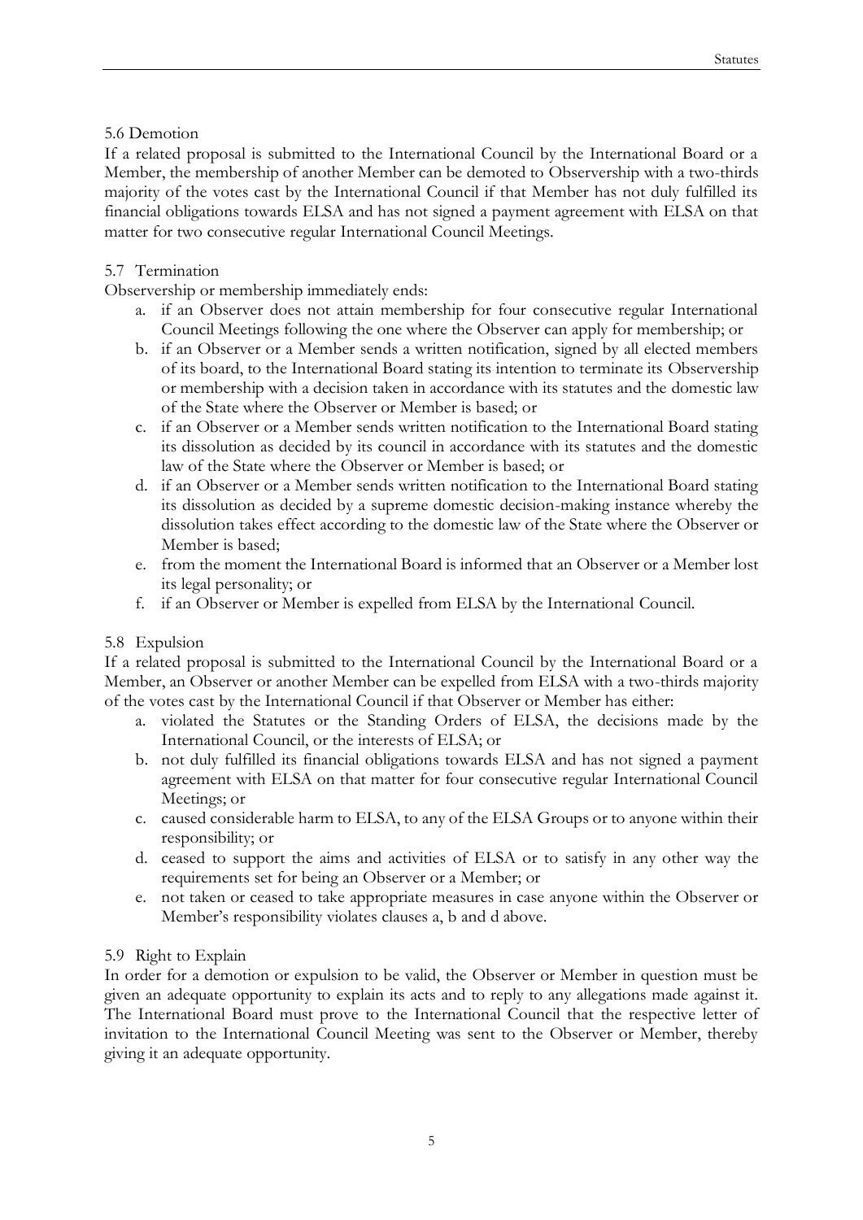### 5.6 Demotion

If a related proposal is submitted to the International Council by the International Board or a Member, the membership of another Member can be demoted to Observership with a two-thirds majority of the votes cast by the International Council if that Member has not duly fulfilled its financial obligations towards ELSA and has not signed a payment agreement with ELSA on that matter for two consecutive regular International Council Meetings.

### 5.7 Termination

Observership or membership immediately ends:

a. if an Observer does not attain membership for four consecutive regular International Council Meetings following the one where the Observer can apply for membership; or
b. if an Observer or a Member sends a written notification, signed by all elected members of its board, to the International Board stating its intention to terminate its Observership or membership with a decision taken in accordance with its statutes and the domestic law of the State where the Observer or Member is based; or
c. if an Observer or a Member sends written notification to the International Board stating its dissolution as decided by its council in accordance with its statutes and the domestic law of the State where the Observer or Member is based; or
d. if an Observer or a Member sends written notification to the International Board stating its dissolution as decided by a supreme domestic decision-making instance whereby the dissolution takes effect according to the domestic law of the State where the Observer or Member is based;
e. from the moment the International Board is informed that an Observer or a Member lost its legal personality; or
f. if an Observer or Member is expelled from ELSA by the International Council.

### 5.8 Expulsion

If a related proposal is submitted to the International Council by the International Board or a Member, an Observer or another Member can be expelled from ELSA with a two-thirds majority of the votes cast by the International Council if that Observer or Member has either:

a. violated the Statutes or the Standing Orders of ELSA, the decisions made by the International Council, or the interests of ELSA; or
b. not duly fulfilled its financial obligations towards ELSA and has not signed a payment agreement with ELSA on that matter for four consecutive regular International Council Meetings; or
c. caused considerable harm to ELSA, to any of the ELSA Groups or to anyone within their responsibility; or
d. ceased to support the aims and activities of ELSA or to satisfy in any other way the requirements set for being an Observer or a Member; or
e. not taken or ceased to take appropriate measures in case anyone within the Observer or Member's responsibility violates clauses a, b and d above.

### 5.9 Right to Explain

In order for a demotion or expulsion to be valid, the Observer or Member in question must be given an adequate opportunity to explain its acts and to reply to any allegations made against it. The International Board must prove to the International Council that the respective letter of invitation to the International Council Meeting was sent to the Observer or Member, thereby giving it an adequate opportunity.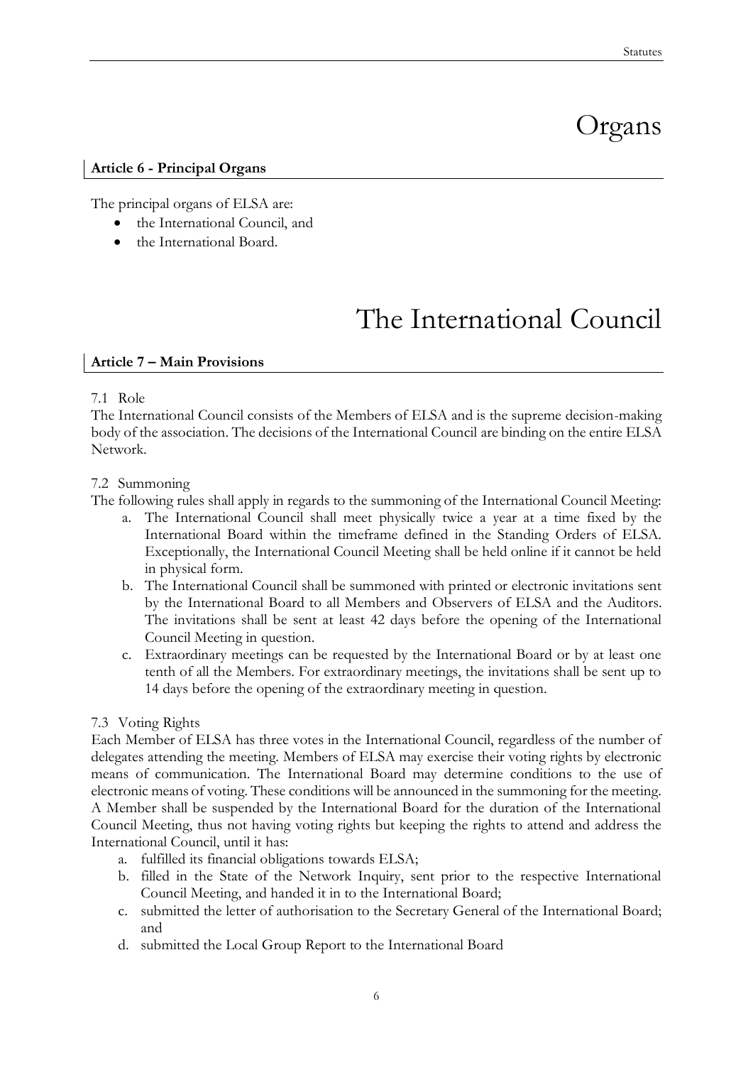# Organs

### Article 6 - Principal Organs

The principal organs of ELSA are:

- the International Council, and
- the International Board.

# The International Council

### Article 7 – Main Provisions

7.1 Role

The International Council consists of the Members of ELSA and is the supreme decision-making body of the association. The decisions of the International Council are binding on the entire ELSA Network.

7.2 Summoning

The following rules shall apply in regards to the summoning of the International Council Meeting:

a. The International Council shall meet physically twice a year at a time fixed by the International Board within the timeframe defined in the Standing Orders of ELSA. Exceptionally, the International Council Meeting shall be held online if it cannot be held in physical form.
b. The International Council shall be summoned with printed or electronic invitations sent by the International Board to all Members and Observers of ELSA and the Auditors. The invitations shall be sent at least 42 days before the opening of the International Council Meeting in question.
c. Extraordinary meetings can be requested by the International Board or by at least one tenth of all the Members. For extraordinary meetings, the invitations shall be sent up to 14 days before the opening of the extraordinary meeting in question.

7.3 Voting Rights

Each Member of ELSA has three votes in the International Council, regardless of the number of delegates attending the meeting. Members of ELSA may exercise their voting rights by electronic means of communication. The International Board may determine conditions to the use of electronic means of voting. These conditions will be announced in the summoning for the meeting. A Member shall be suspended by the International Board for the duration of the International Council Meeting, thus not having voting rights but keeping the rights to attend and address the International Council, until it has:

a. fulfilled its financial obligations towards ELSA;
b. filled in the State of the Network Inquiry, sent prior to the respective International Council Meeting, and handed it in to the International Board;
c. submitted the letter of authorisation to the Secretary General of the International Board; and
d. submitted the Local Group Report to the International Board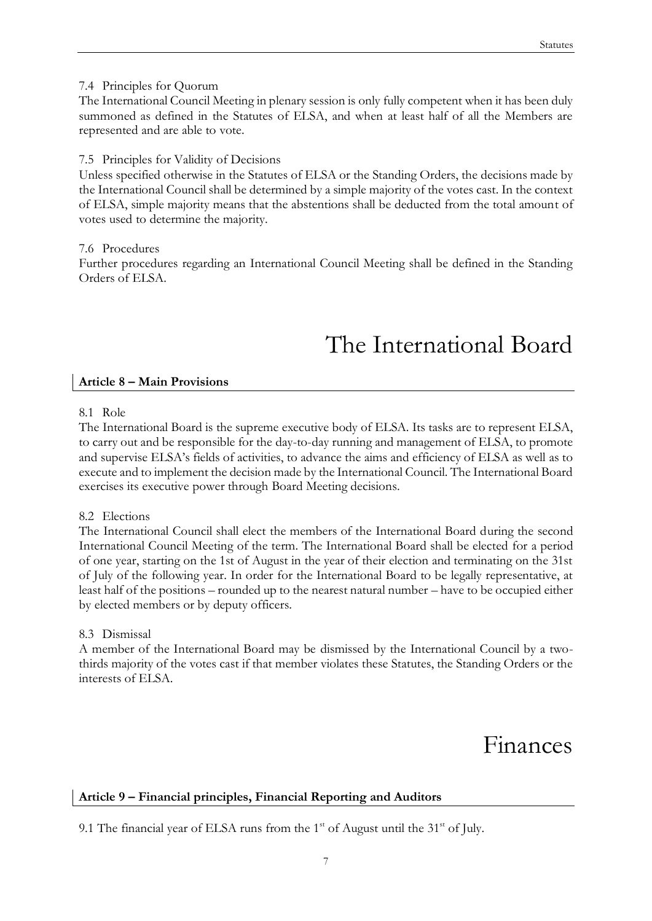7.4 Principles for Quorum

The International Council Meeting in plenary session is only fully competent when it has been duly summoned as defined in the Statutes of ELSA, and when at least half of all the Members are represented and are able to vote.

7.5 Principles for Validity of Decisions

Unless specified otherwise in the Statutes of ELSA or the Standing Orders, the decisions made by the International Council shall be determined by a simple majority of the votes cast. In the context of ELSA, simple majority means that the abstentions shall be deducted from the total amount of votes used to determine the majority.

7.6 Procedures

Further procedures regarding an International Council Meeting shall be defined in the Standing Orders of ELSA.

# The International Board

### Article 8 – Main Provisions

8.1 Role

The International Board is the supreme executive body of ELSA. Its tasks are to represent ELSA, to carry out and be responsible for the day-to-day running and management of ELSA, to promote and supervise ELSA's fields of activities, to advance the aims and efficiency of ELSA as well as to execute and to implement the decision made by the International Council. The International Board exercises its executive power through Board Meeting decisions.

8.2 Elections

The International Council shall elect the members of the International Board during the second International Council Meeting of the term. The International Board shall be elected for a period of one year, starting on the 1st of August in the year of their election and terminating on the 31st of July of the following year. In order for the International Board to be legally representative, at least half of the positions – rounded up to the nearest natural number – have to be occupied either by elected members or by deputy officers.

8.3 Dismissal

A member of the International Board may be dismissed by the International Council by a two-thirds majority of the votes cast if that member violates these Statutes, the Standing Orders or the interests of ELSA.

# Finances

### Article 9 – Financial principles, Financial Reporting and Auditors

9.1 The financial year of ELSA runs from the 1st of August until the 31st of July.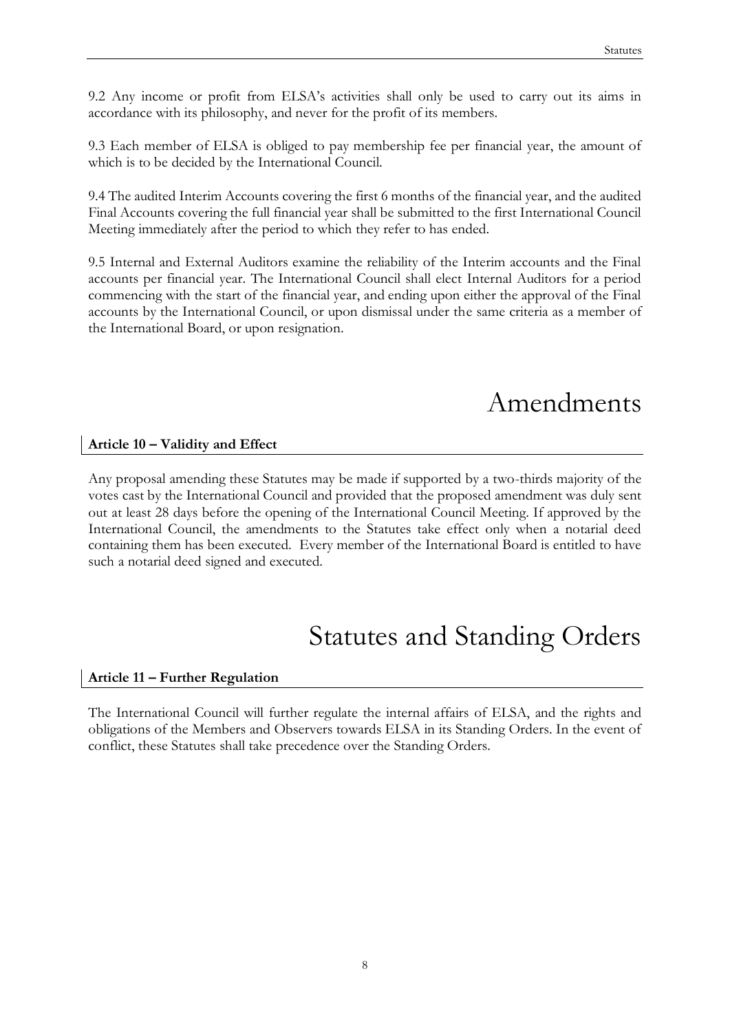9.2 Any income or profit from ELSA's activities shall only be used to carry out its aims in accordance with its philosophy, and never for the profit of its members.

9.3 Each member of ELSA is obliged to pay membership fee per financial year, the amount of which is to be decided by the International Council.

9.4 The audited Interim Accounts covering the first 6 months of the financial year, and the audited Final Accounts covering the full financial year shall be submitted to the first International Council Meeting immediately after the period to which they refer to has ended.

9.5 Internal and External Auditors examine the reliability of the Interim accounts and the Final accounts per financial year. The International Council shall elect Internal Auditors for a period commencing with the start of the financial year, and ending upon either the approval of the Final accounts by the International Council, or upon dismissal under the same criteria as a member of the International Board, or upon resignation.

# Amendments

### Article 10 – Validity and Effect

Any proposal amending these Statutes may be made if supported by a two-thirds majority of the votes cast by the International Council and provided that the proposed amendment was duly sent out at least 28 days before the opening of the International Council Meeting. If approved by the International Council, the amendments to the Statutes take effect only when a notarial deed containing them has been executed. Every member of the International Board is entitled to have such a notarial deed signed and executed.

# Statutes and Standing Orders

### Article 11 – Further Regulation

The International Council will further regulate the internal affairs of ELSA, and the rights and obligations of the Members and Observers towards ELSA in its Standing Orders. In the event of conflict, these Statutes shall take precedence over the Standing Orders.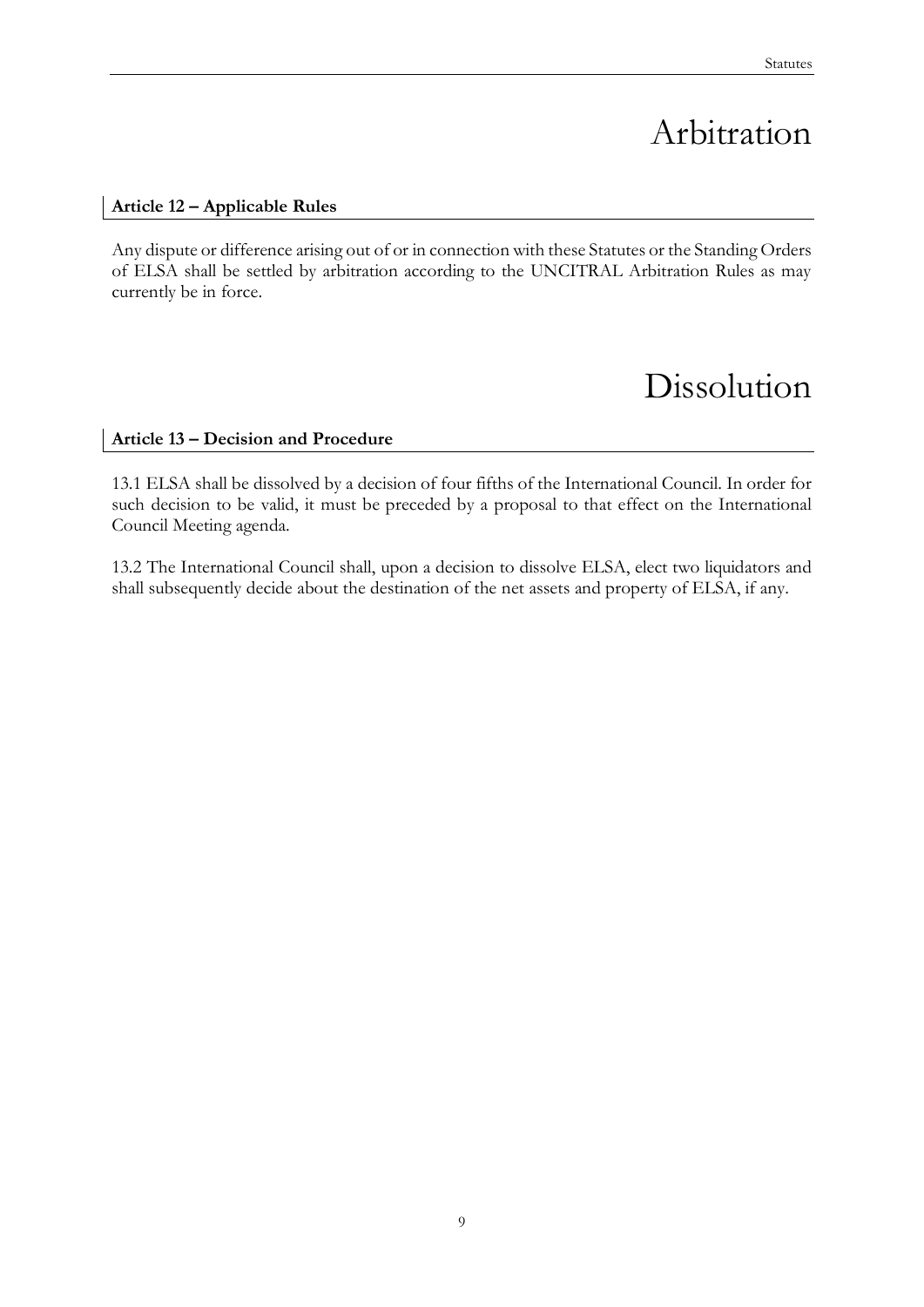# Arbitration

### Article 12 – Applicable Rules

Any dispute or difference arising out of or in connection with these Statutes or the Standing Orders of ELSA shall be settled by arbitration according to the UNCITRAL Arbitration Rules as may currently be in force.

# Dissolution

### Article 13 – Decision and Procedure

13.1 ELSA shall be dissolved by a decision of four fifths of the International Council. In order for such decision to be valid, it must be preceded by a proposal to that effect on the International Council Meeting agenda.

13.2 The International Council shall, upon a decision to dissolve ELSA, elect two liquidators and shall subsequently decide about the destination of the net assets and property of ELSA, if any.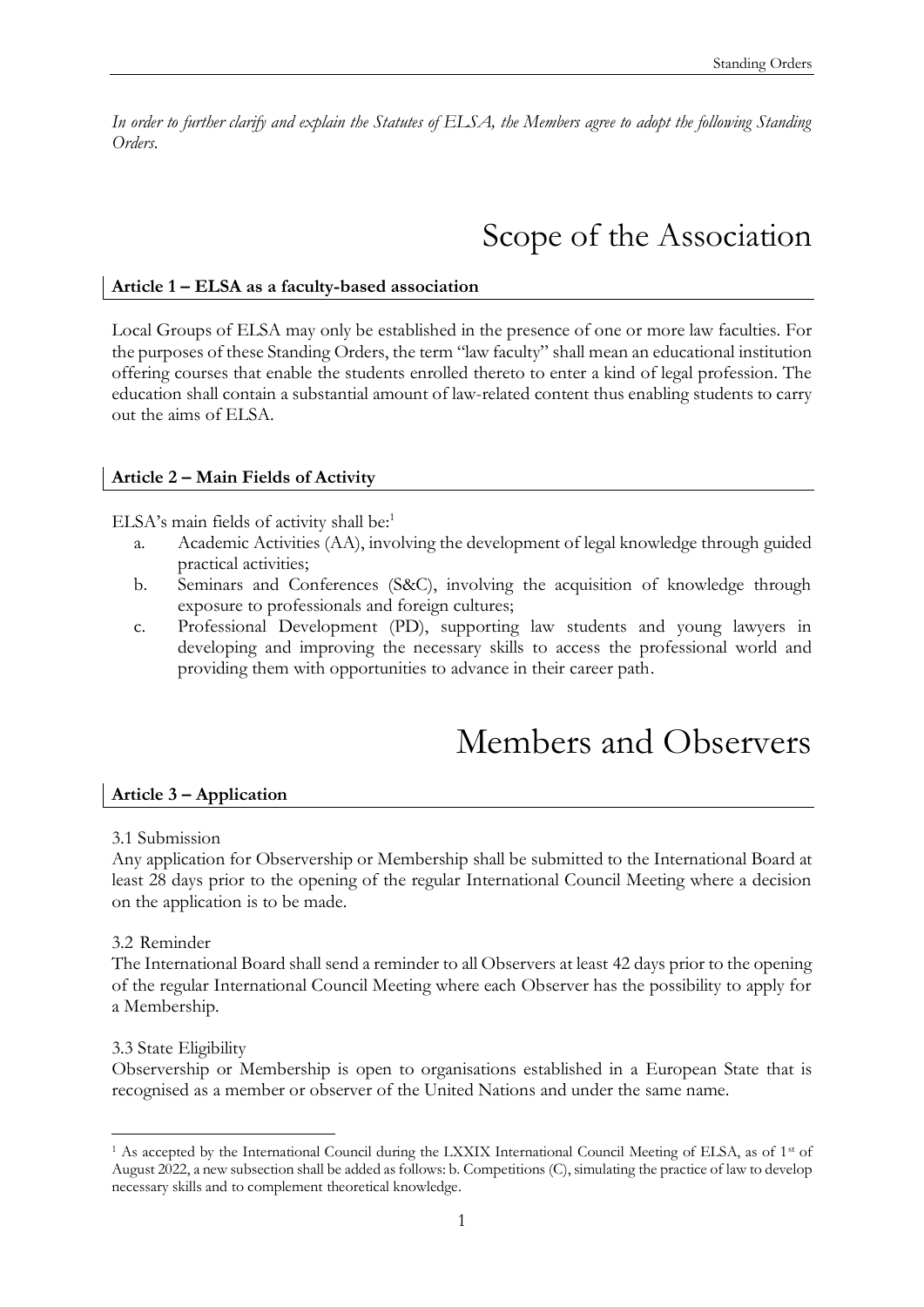*In order to further clarify and explain the Statutes of ELSA, the Members agree to adopt the following Standing Orders.*

# Scope of the Association

### Article 1 – ELSA as a faculty-based association

Local Groups of ELSA may only be established in the presence of one or more law faculties. For the purposes of these Standing Orders, the term "law faculty" shall mean an educational institution offering courses that enable the students enrolled thereto to enter a kind of legal profession. The education shall contain a substantial amount of law-related content thus enabling students to carry out the aims of ELSA.

### Article 2 – Main Fields of Activity

ELSA's main fields of activity shall be:[1]

a. Academic Activities (AA), involving the development of legal knowledge through guided practical activities;
b. Seminars and Conferences (S&C), involving the acquisition of knowledge through exposure to professionals and foreign cultures;
c. Professional Development (PD), supporting law students and young lawyers in developing and improving the necessary skills to access the professional world and providing them with opportunities to advance in their career path.

# Members and Observers

### Article 3 – Application

3.1 Submission
Any application for Observership or Membership shall be submitted to the International Board at least 28 days prior to the opening of the regular International Council Meeting where a decision on the application is to be made.

3.2 Reminder
The International Board shall send a reminder to all Observers at least 42 days prior to the opening of the regular International Council Meeting where each Observer has the possibility to apply for a Membership.

3.3 State Eligibility
Observership or Membership is open to organisations established in a European State that is recognised as a member or observer of the United Nations and under the same name.

---

[1] As accepted by the International Council during the LXXIX International Council Meeting of ELSA, as of 1st of August 2022, a new subsection shall be added as follows: b. Competitions (C), simulating the practice of law to develop necessary skills and to complement theoretical knowledge.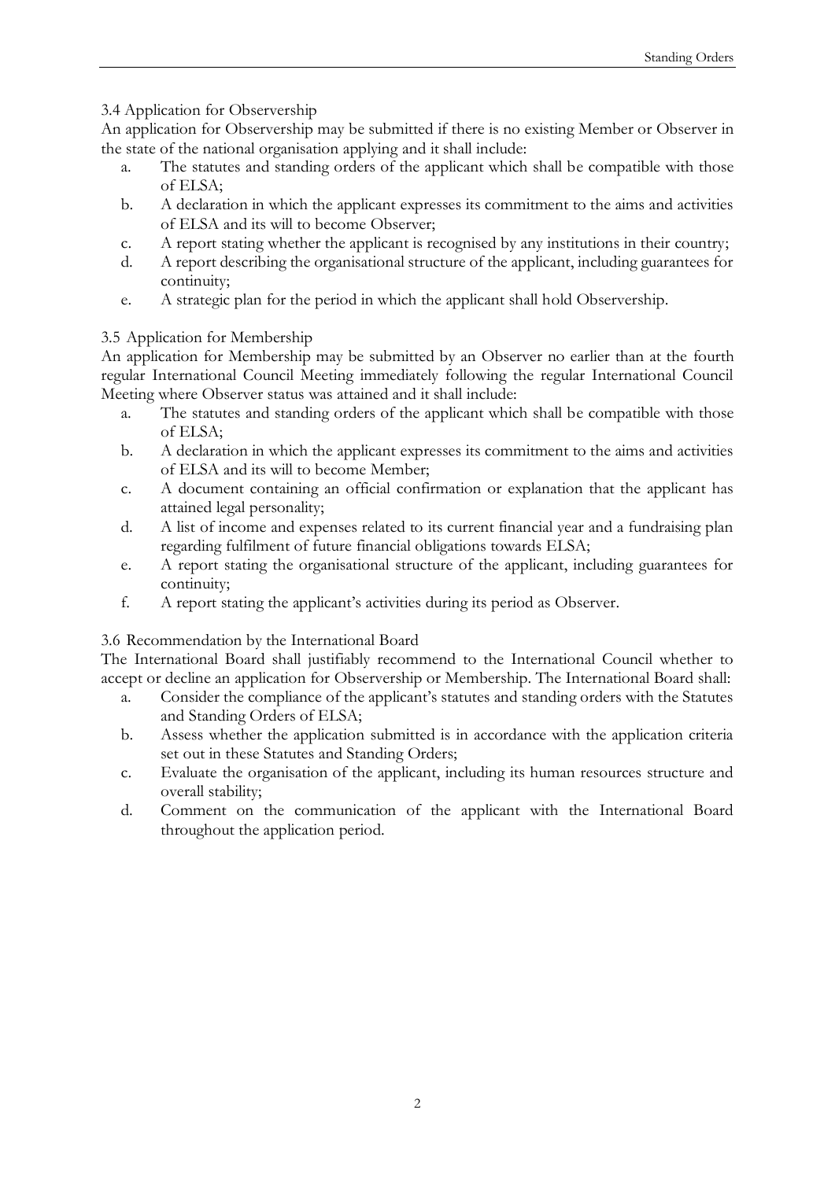### 3.4 Application for Observership

An application for Observership may be submitted if there is no existing Member or Observer in the state of the national organisation applying and it shall include:

a. The statutes and standing orders of the applicant which shall be compatible with those of ELSA;
b. A declaration in which the applicant expresses its commitment to the aims and activities of ELSA and its will to become Observer;
c. A report stating whether the applicant is recognised by any institutions in their country;
d. A report describing the organisational structure of the applicant, including guarantees for continuity;
e. A strategic plan for the period in which the applicant shall hold Observership.

### 3.5 Application for Membership

An application for Membership may be submitted by an Observer no earlier than at the fourth regular International Council Meeting immediately following the regular International Council Meeting where Observer status was attained and it shall include:

a. The statutes and standing orders of the applicant which shall be compatible with those of ELSA;
b. A declaration in which the applicant expresses its commitment to the aims and activities of ELSA and its will to become Member;
c. A document containing an official confirmation or explanation that the applicant has attained legal personality;
d. A list of income and expenses related to its current financial year and a fundraising plan regarding fulfilment of future financial obligations towards ELSA;
e. A report stating the organisational structure of the applicant, including guarantees for continuity;
f. A report stating the applicant's activities during its period as Observer.

### 3.6 Recommendation by the International Board

The International Board shall justifiably recommend to the International Council whether to accept or decline an application for Observership or Membership. The International Board shall:

a. Consider the compliance of the applicant's statutes and standing orders with the Statutes and Standing Orders of ELSA;
b. Assess whether the application submitted is in accordance with the application criteria set out in these Statutes and Standing Orders;
c. Evaluate the organisation of the applicant, including its human resources structure and overall stability;
d. Comment on the communication of the applicant with the International Board throughout the application period.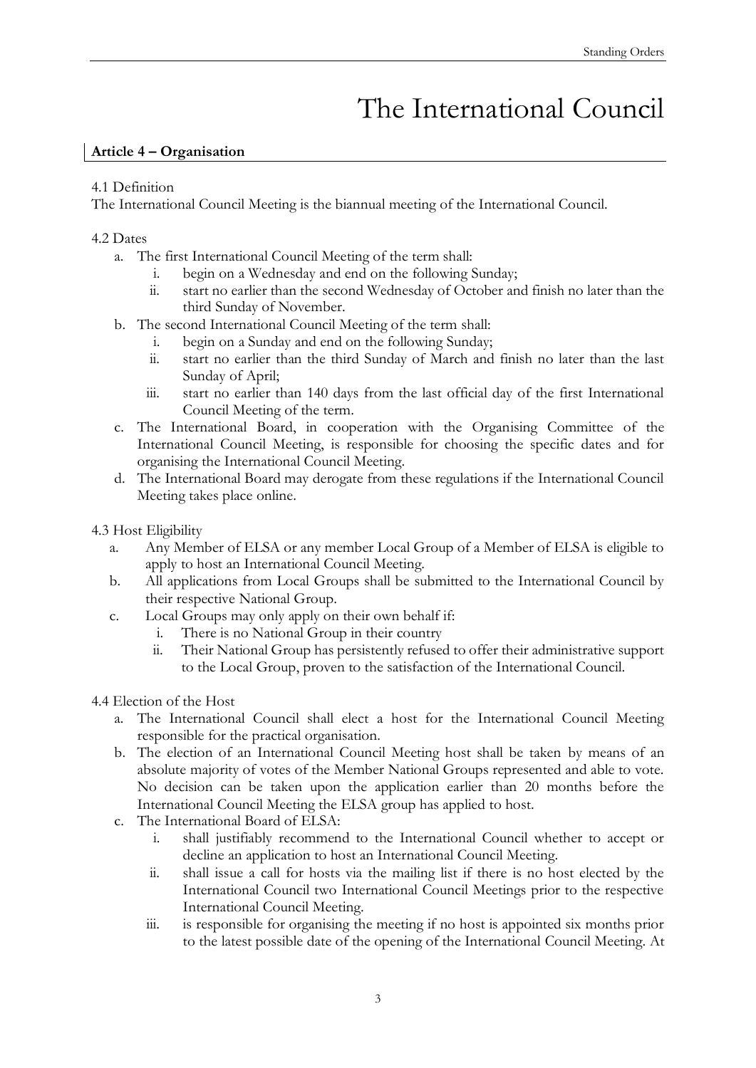# The International Council

**Article 4 – Organisation**

4.1 Definition
The International Council Meeting is the biannual meeting of the International Council.

4.2 Dates

- a. The first International Council Meeting of the term shall:
  - i. begin on a Wednesday and end on the following Sunday;
  - ii. start no earlier than the second Wednesday of October and finish no later than the third Sunday of November.
- b. The second International Council Meeting of the term shall:
  - i. begin on a Sunday and end on the following Sunday;
  - ii. start no earlier than the third Sunday of March and finish no later than the last Sunday of April;
  - iii. start no earlier than 140 days from the last official day of the first International Council Meeting of the term.
- c. The International Board, in cooperation with the Organising Committee of the International Council Meeting, is responsible for choosing the specific dates and for organising the International Council Meeting.
- d. The International Board may derogate from these regulations if the International Council Meeting takes place online.

4.3 Host Eligibility

- a. Any Member of ELSA or any member Local Group of a Member of ELSA is eligible to apply to host an International Council Meeting.
- b. All applications from Local Groups shall be submitted to the International Council by their respective National Group.
- c. Local Groups may only apply on their own behalf if:
  - i. There is no National Group in their country
  - ii. Their National Group has persistently refused to offer their administrative support to the Local Group, proven to the satisfaction of the International Council.

4.4 Election of the Host

- a. The International Council shall elect a host for the International Council Meeting responsible for the practical organisation.
- b. The election of an International Council Meeting host shall be taken by means of an absolute majority of votes of the Member National Groups represented and able to vote. No decision can be taken upon the application earlier than 20 months before the International Council Meeting the ELSA group has applied to host.
- c. The International Board of ELSA:
  - i. shall justifiably recommend to the International Council whether to accept or decline an application to host an International Council Meeting.
  - ii. shall issue a call for hosts via the mailing list if there is no host elected by the International Council two International Council Meetings prior to the respective International Council Meeting.
  - iii. is responsible for organising the meeting if no host is appointed six months prior to the latest possible date of the opening of the International Council Meeting. At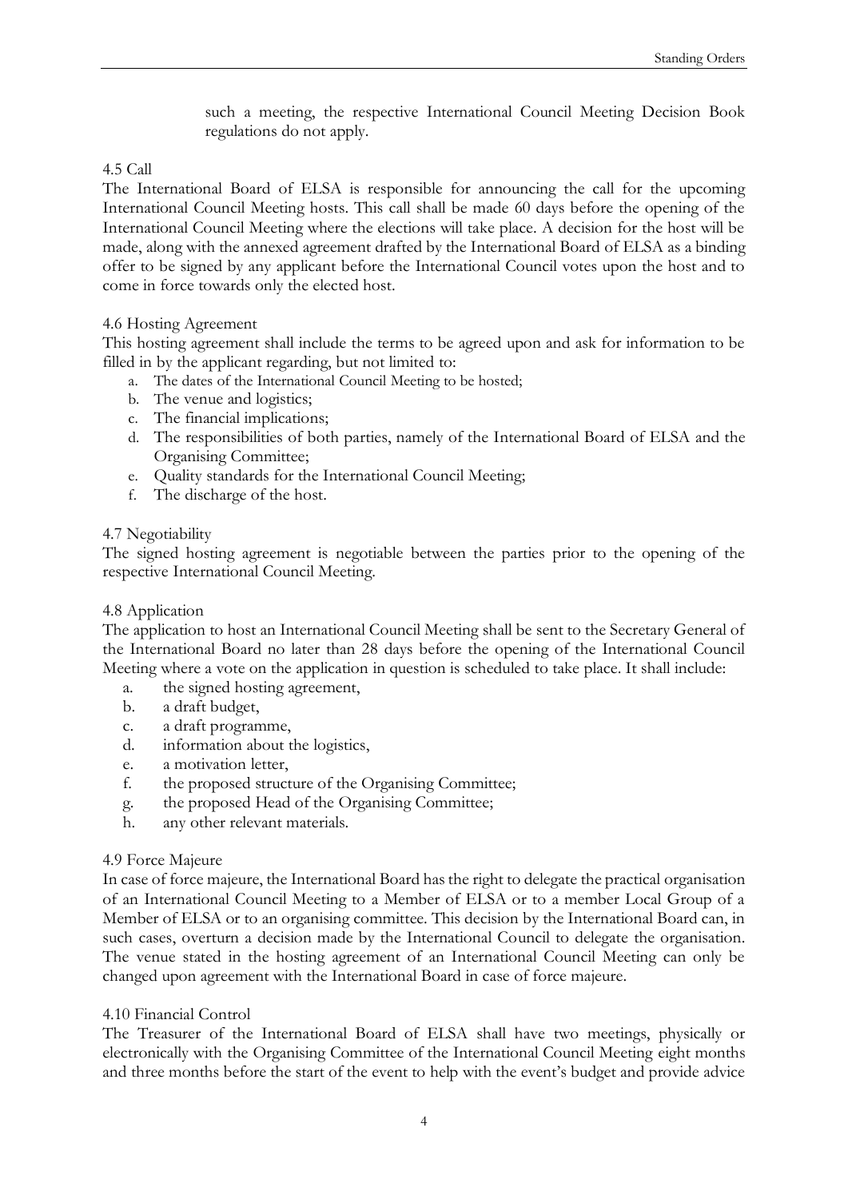such a meeting, the respective International Council Meeting Decision Book regulations do not apply.

#### 4.5 Call

The International Board of ELSA is responsible for announcing the call for the upcoming International Council Meeting hosts. This call shall be made 60 days before the opening of the International Council Meeting where the elections will take place. A decision for the host will be made, along with the annexed agreement drafted by the International Board of ELSA as a binding offer to be signed by any applicant before the International Council votes upon the host and to come in force towards only the elected host.

#### 4.6 Hosting Agreement

This hosting agreement shall include the terms to be agreed upon and ask for information to be filled in by the applicant regarding, but not limited to:

a. The dates of the International Council Meeting to be hosted;
b. The venue and logistics;
c. The financial implications;
d. The responsibilities of both parties, namely of the International Board of ELSA and the Organising Committee;
e. Quality standards for the International Council Meeting;
f. The discharge of the host.

#### 4.7 Negotiability

The signed hosting agreement is negotiable between the parties prior to the opening of the respective International Council Meeting.

#### 4.8 Application

The application to host an International Council Meeting shall be sent to the Secretary General of the International Board no later than 28 days before the opening of the International Council Meeting where a vote on the application in question is scheduled to take place. It shall include:

a. the signed hosting agreement,
b. a draft budget,
c. a draft programme,
d. information about the logistics,
e. a motivation letter,
f. the proposed structure of the Organising Committee;
g. the proposed Head of the Organising Committee;
h. any other relevant materials.

#### 4.9 Force Majeure

In case of force majeure, the International Board has the right to delegate the practical organisation of an International Council Meeting to a Member of ELSA or to a member Local Group of a Member of ELSA or to an organising committee. This decision by the International Board can, in such cases, overturn a decision made by the International Council to delegate the organisation. The venue stated in the hosting agreement of an International Council Meeting can only be changed upon agreement with the International Board in case of force majeure.

#### 4.10 Financial Control

The Treasurer of the International Board of ELSA shall have two meetings, physically or electronically with the Organising Committee of the International Council Meeting eight months and three months before the start of the event to help with the event's budget and provide advice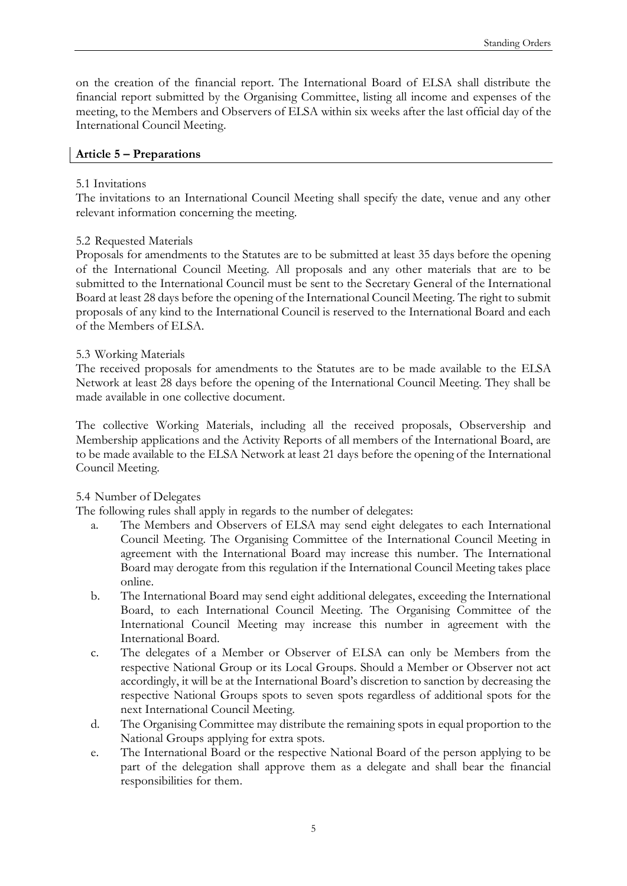on the creation of the financial report. The International Board of ELSA shall distribute the financial report submitted by the Organising Committee, listing all income and expenses of the meeting, to the Members and Observers of ELSA within six weeks after the last official day of the International Council Meeting.

## Article 5 – Preparations

5.1 Invitations

The invitations to an International Council Meeting shall specify the date, venue and any other relevant information concerning the meeting.

5.2 Requested Materials

Proposals for amendments to the Statutes are to be submitted at least 35 days before the opening of the International Council Meeting. All proposals and any other materials that are to be submitted to the International Council must be sent to the Secretary General of the International Board at least 28 days before the opening of the International Council Meeting. The right to submit proposals of any kind to the International Council is reserved to the International Board and each of the Members of ELSA.

5.3 Working Materials

The received proposals for amendments to the Statutes are to be made available to the ELSA Network at least 28 days before the opening of the International Council Meeting. They shall be made available in one collective document.

The collective Working Materials, including all the received proposals, Observership and Membership applications and the Activity Reports of all members of the International Board, are to be made available to the ELSA Network at least 21 days before the opening of the International Council Meeting.

5.4 Number of Delegates

The following rules shall apply in regards to the number of delegates:

a. The Members and Observers of ELSA may send eight delegates to each International Council Meeting. The Organising Committee of the International Council Meeting in agreement with the International Board may increase this number. The International Board may derogate from this regulation if the International Council Meeting takes place online.
b. The International Board may send eight additional delegates, exceeding the International Board, to each International Council Meeting. The Organising Committee of the International Council Meeting may increase this number in agreement with the International Board.
c. The delegates of a Member or Observer of ELSA can only be Members from the respective National Group or its Local Groups. Should a Member or Observer not act accordingly, it will be at the International Board's discretion to sanction by decreasing the respective National Groups spots to seven spots regardless of additional spots for the next International Council Meeting.
d. The Organising Committee may distribute the remaining spots in equal proportion to the National Groups applying for extra spots.
e. The International Board or the respective National Board of the person applying to be part of the delegation shall approve them as a delegate and shall bear the financial responsibilities for them.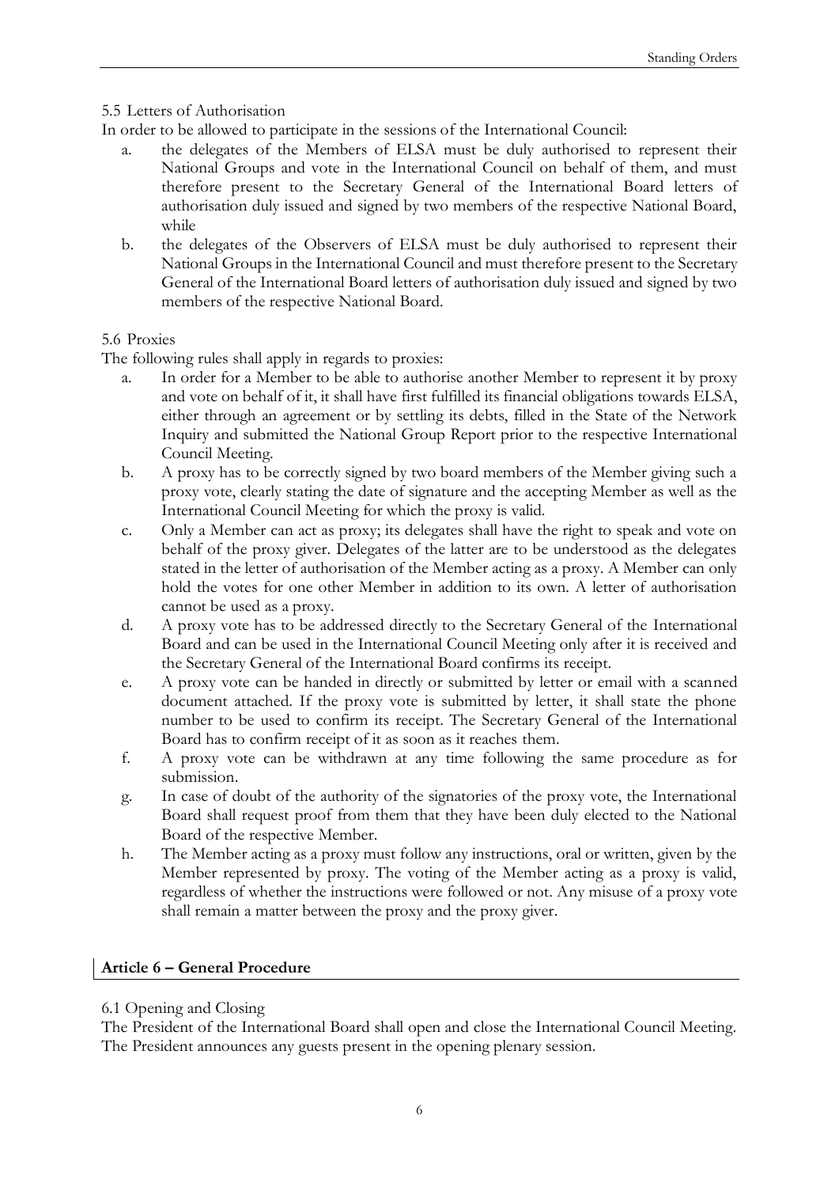### 5.5 Letters of Authorisation

In order to be allowed to participate in the sessions of the International Council:

a. the delegates of the Members of ELSA must be duly authorised to represent their National Groups and vote in the International Council on behalf of them, and must therefore present to the Secretary General of the International Board letters of authorisation duly issued and signed by two members of the respective National Board, while
b. the delegates of the Observers of ELSA must be duly authorised to represent their National Groups in the International Council and must therefore present to the Secretary General of the International Board letters of authorisation duly issued and signed by two members of the respective National Board.

### 5.6 Proxies

The following rules shall apply in regards to proxies:

a. In order for a Member to be able to authorise another Member to represent it by proxy and vote on behalf of it, it shall have first fulfilled its financial obligations towards ELSA, either through an agreement or by settling its debts, filled in the State of the Network Inquiry and submitted the National Group Report prior to the respective International Council Meeting.
b. A proxy has to be correctly signed by two board members of the Member giving such a proxy vote, clearly stating the date of signature and the accepting Member as well as the International Council Meeting for which the proxy is valid.
c. Only a Member can act as proxy; its delegates shall have the right to speak and vote on behalf of the proxy giver. Delegates of the latter are to be understood as the delegates stated in the letter of authorisation of the Member acting as a proxy. A Member can only hold the votes for one other Member in addition to its own. A letter of authorisation cannot be used as a proxy.
d. A proxy vote has to be addressed directly to the Secretary General of the International Board and can be used in the International Council Meeting only after it is received and the Secretary General of the International Board confirms its receipt.
e. A proxy vote can be handed in directly or submitted by letter or email with a scanned document attached. If the proxy vote is submitted by letter, it shall state the phone number to be used to confirm its receipt. The Secretary General of the International Board has to confirm receipt of it as soon as it reaches them.
f. A proxy vote can be withdrawn at any time following the same procedure as for submission.
g. In case of doubt of the authority of the signatories of the proxy vote, the International Board shall request proof from them that they have been duly elected to the National Board of the respective Member.
h. The Member acting as a proxy must follow any instructions, oral or written, given by the Member represented by proxy. The voting of the Member acting as a proxy is valid, regardless of whether the instructions were followed or not. Any misuse of a proxy vote shall remain a matter between the proxy and the proxy giver.

## Article 6 – General Procedure

### 6.1 Opening and Closing

The President of the International Board shall open and close the International Council Meeting. The President announces any guests present in the opening plenary session.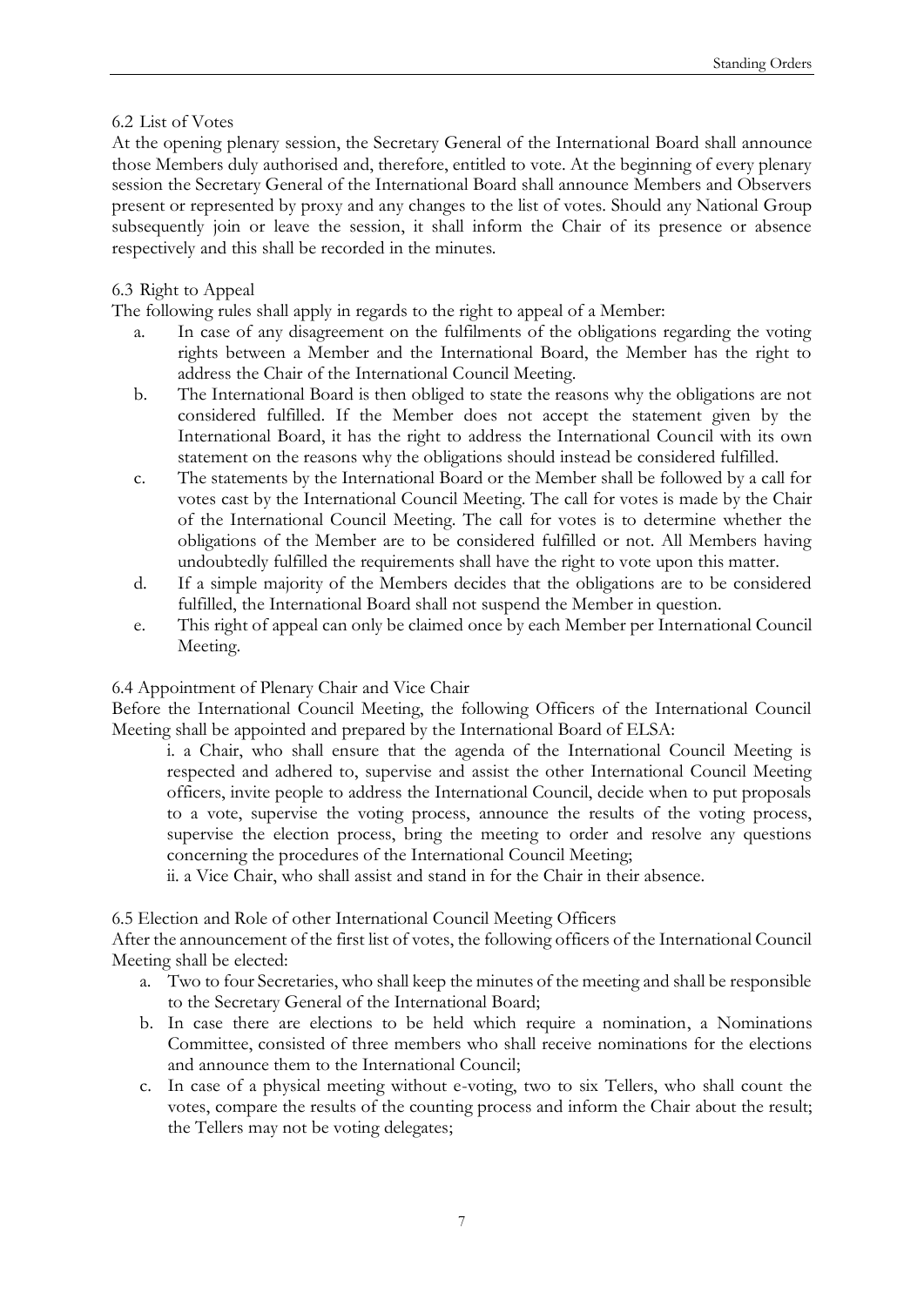### 6.2 List of Votes

At the opening plenary session, the Secretary General of the International Board shall announce those Members duly authorised and, therefore, entitled to vote. At the beginning of every plenary session the Secretary General of the International Board shall announce Members and Observers present or represented by proxy and any changes to the list of votes. Should any National Group subsequently join or leave the session, it shall inform the Chair of its presence or absence respectively and this shall be recorded in the minutes.

### 6.3 Right to Appeal

The following rules shall apply in regards to the right to appeal of a Member:

a. In case of any disagreement on the fulfilments of the obligations regarding the voting rights between a Member and the International Board, the Member has the right to address the Chair of the International Council Meeting.

b. The International Board is then obliged to state the reasons why the obligations are not considered fulfilled. If the Member does not accept the statement given by the International Board, it has the right to address the International Council with its own statement on the reasons why the obligations should instead be considered fulfilled.

c. The statements by the International Board or the Member shall be followed by a call for votes cast by the International Council Meeting. The call for votes is made by the Chair of the International Council Meeting. The call for votes is to determine whether the obligations of the Member are to be considered fulfilled or not. All Members having undoubtedly fulfilled the requirements shall have the right to vote upon this matter.

d. If a simple majority of the Members decides that the obligations are to be considered fulfilled, the International Board shall not suspend the Member in question.

e. This right of appeal can only be claimed once by each Member per International Council Meeting.

### 6.4 Appointment of Plenary Chair and Vice Chair

Before the International Council Meeting, the following Officers of the International Council Meeting shall be appointed and prepared by the International Board of ELSA:

i. a Chair, who shall ensure that the agenda of the International Council Meeting is respected and adhered to, supervise and assist the other International Council Meeting officers, invite people to address the International Council, decide when to put proposals to a vote, supervise the voting process, announce the results of the voting process, supervise the election process, bring the meeting to order and resolve any questions concerning the procedures of the International Council Meeting;

ii. a Vice Chair, who shall assist and stand in for the Chair in their absence.

### 6.5 Election and Role of other International Council Meeting Officers

After the announcement of the first list of votes, the following officers of the International Council Meeting shall be elected:

a. Two to four Secretaries, who shall keep the minutes of the meeting and shall be responsible to the Secretary General of the International Board;

b. In case there are elections to be held which require a nomination, a Nominations Committee, consisted of three members who shall receive nominations for the elections and announce them to the International Council;

c. In case of a physical meeting without e-voting, two to six Tellers, who shall count the votes, compare the results of the counting process and inform the Chair about the result; the Tellers may not be voting delegates;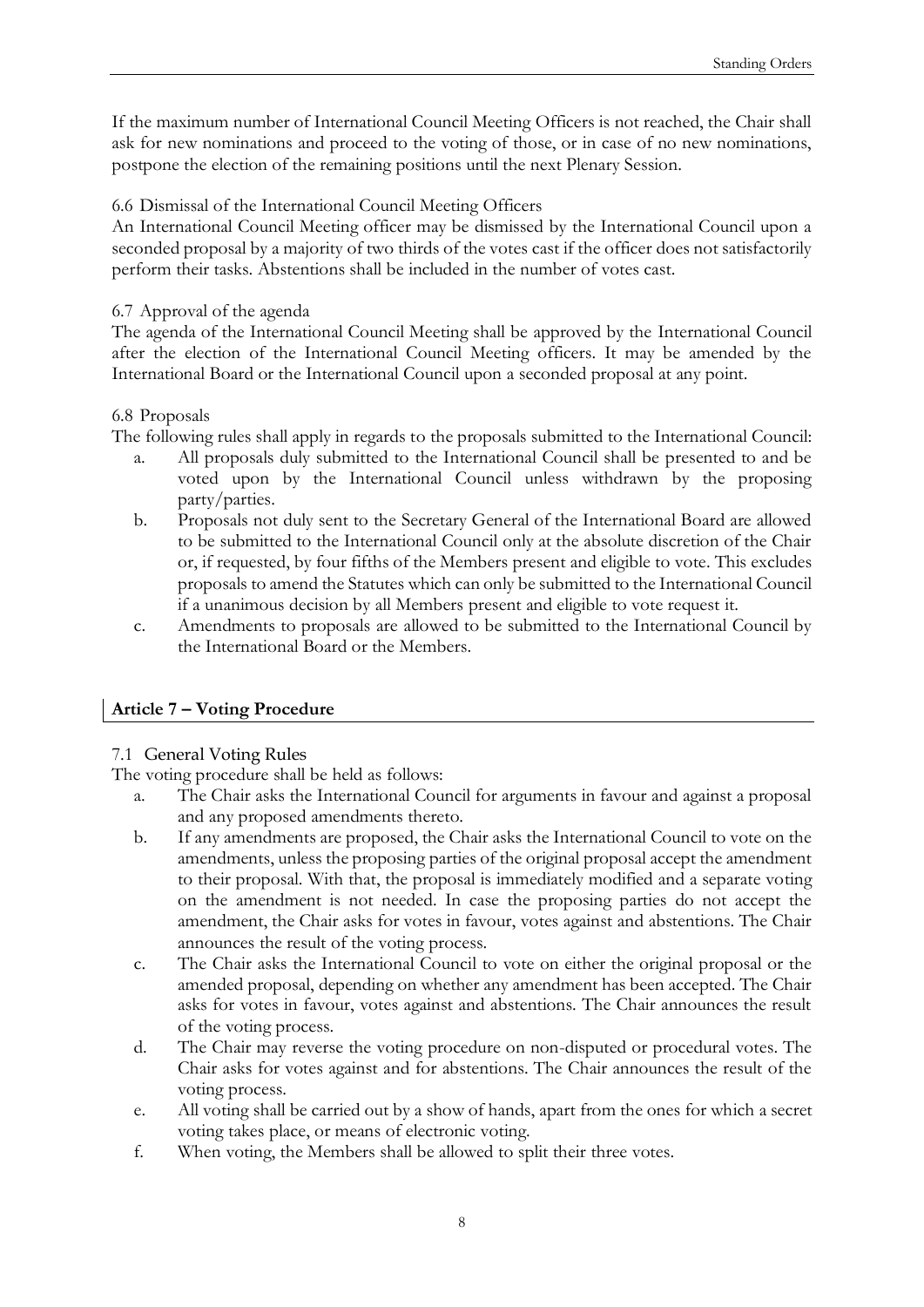If the maximum number of International Council Meeting Officers is not reached, the Chair shall ask for new nominations and proceed to the voting of those, or in case of no new nominations, postpone the election of the remaining positions until the next Plenary Session.

### 6.6 Dismissal of the International Council Meeting Officers

An International Council Meeting officer may be dismissed by the International Council upon a seconded proposal by a majority of two thirds of the votes cast if the officer does not satisfactorily perform their tasks. Abstentions shall be included in the number of votes cast.

### 6.7 Approval of the agenda

The agenda of the International Council Meeting shall be approved by the International Council after the election of the International Council Meeting officers. It may be amended by the International Board or the International Council upon a seconded proposal at any point.

### 6.8 Proposals

The following rules shall apply in regards to the proposals submitted to the International Council:

a. All proposals duly submitted to the International Council shall be presented to and be voted upon by the International Council unless withdrawn by the proposing party/parties.
b. Proposals not duly sent to the Secretary General of the International Board are allowed to be submitted to the International Council only at the absolute discretion of the Chair or, if requested, by four fifths of the Members present and eligible to vote. This excludes proposals to amend the Statutes which can only be submitted to the International Council if a unanimous decision by all Members present and eligible to vote request it.
c. Amendments to proposals are allowed to be submitted to the International Council by the International Board or the Members.

## Article 7 – Voting Procedure

### 7.1 General Voting Rules

The voting procedure shall be held as follows:

a. The Chair asks the International Council for arguments in favour and against a proposal and any proposed amendments thereto.
b. If any amendments are proposed, the Chair asks the International Council to vote on the amendments, unless the proposing parties of the original proposal accept the amendment to their proposal. With that, the proposal is immediately modified and a separate voting on the amendment is not needed. In case the proposing parties do not accept the amendment, the Chair asks for votes in favour, votes against and abstentions. The Chair announces the result of the voting process.
c. The Chair asks the International Council to vote on either the original proposal or the amended proposal, depending on whether any amendment has been accepted. The Chair asks for votes in favour, votes against and abstentions. The Chair announces the result of the voting process.
d. The Chair may reverse the voting procedure on non-disputed or procedural votes. The Chair asks for votes against and for abstentions. The Chair announces the result of the voting process.
e. All voting shall be carried out by a show of hands, apart from the ones for which a secret voting takes place, or means of electronic voting.
f. When voting, the Members shall be allowed to split their three votes.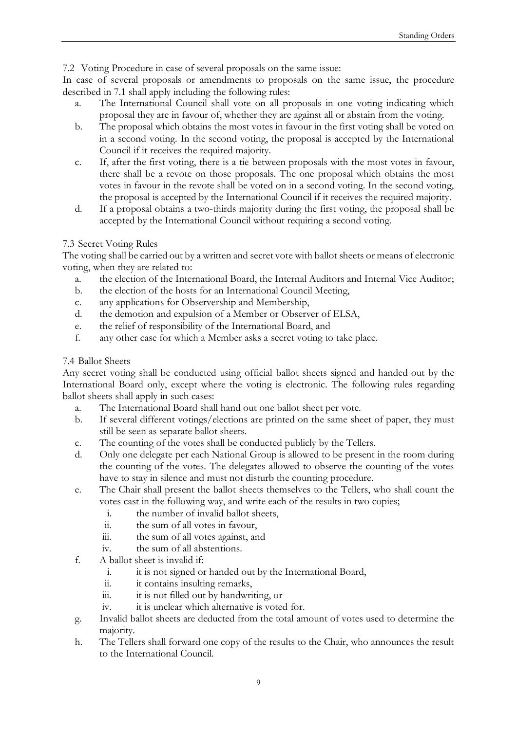7.2 Voting Procedure in case of several proposals on the same issue:

In case of several proposals or amendments to proposals on the same issue, the procedure described in 7.1 shall apply including the following rules:

a. The International Council shall vote on all proposals in one voting indicating which proposal they are in favour of, whether they are against all or abstain from the voting.
b. The proposal which obtains the most votes in favour in the first voting shall be voted on in a second voting. In the second voting, the proposal is accepted by the International Council if it receives the required majority.
c. If, after the first voting, there is a tie between proposals with the most votes in favour, there shall be a revote on those proposals. The one proposal which obtains the most votes in favour in the revote shall be voted on in a second voting. In the second voting, the proposal is accepted by the International Council if it receives the required majority.
d. If a proposal obtains a two-thirds majority during the first voting, the proposal shall be accepted by the International Council without requiring a second voting.

7.3 Secret Voting Rules

The voting shall be carried out by a written and secret vote with ballot sheets or means of electronic voting, when they are related to:

a. the election of the International Board, the Internal Auditors and Internal Vice Auditor;
b. the election of the hosts for an International Council Meeting,
c. any applications for Observership and Membership,
d. the demotion and expulsion of a Member or Observer of ELSA,
e. the relief of responsibility of the International Board, and
f. any other case for which a Member asks a secret voting to take place.

7.4 Ballot Sheets

Any secret voting shall be conducted using official ballot sheets signed and handed out by the International Board only, except where the voting is electronic. The following rules regarding ballot sheets shall apply in such cases:

a. The International Board shall hand out one ballot sheet per vote.
b. If several different votings/elections are printed on the same sheet of paper, they must still be seen as separate ballot sheets.
c. The counting of the votes shall be conducted publicly by the Tellers.
d. Only one delegate per each National Group is allowed to be present in the room during the counting of the votes. The delegates allowed to observe the counting of the votes have to stay in silence and must not disturb the counting procedure.
e. The Chair shall present the ballot sheets themselves to the Tellers, who shall count the votes cast in the following way, and write each of the results in two copies;
    i. the number of invalid ballot sheets,
    ii. the sum of all votes in favour,
    iii. the sum of all votes against, and
    iv. the sum of all abstentions.
f. A ballot sheet is invalid if:
    i. it is not signed or handed out by the International Board,
    ii. it contains insulting remarks,
    iii. it is not filled out by handwriting, or
    iv. it is unclear which alternative is voted for.
g. Invalid ballot sheets are deducted from the total amount of votes used to determine the majority.
h. The Tellers shall forward one copy of the results to the Chair, who announces the result to the International Council.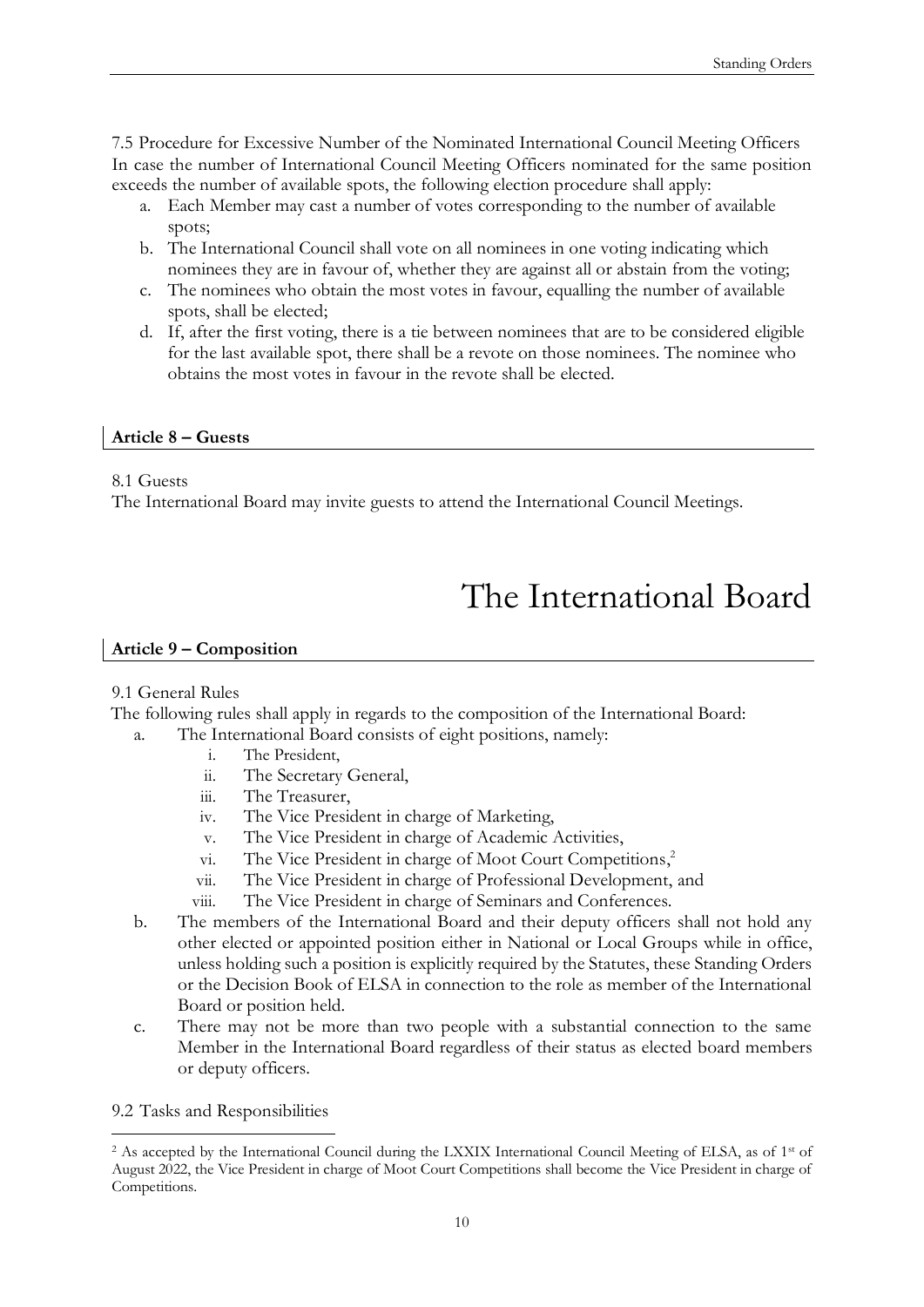7.5 Procedure for Excessive Number of the Nominated International Council Meeting Officers

In case the number of International Council Meeting Officers nominated for the same position exceeds the number of available spots, the following election procedure shall apply:

a. Each Member may cast a number of votes corresponding to the number of available spots;
b. The International Council shall vote on all nominees in one voting indicating which nominees they are in favour of, whether they are against all or abstain from the voting;
c. The nominees who obtain the most votes in favour, equalling the number of available spots, shall be elected;
d. If, after the first voting, there is a tie between nominees that are to be considered eligible for the last available spot, there shall be a revote on those nominees. The nominee who obtains the most votes in favour in the revote shall be elected.

### Article 8 – Guests

8.1 Guests

The International Board may invite guests to attend the International Council Meetings.

# The International Board

### Article 9 – Composition

9.1 General Rules

The following rules shall apply in regards to the composition of the International Board:

a. The International Board consists of eight positions, namely:
   i. The President,
   ii. The Secretary General,
   iii. The Treasurer,
   iv. The Vice President in charge of Marketing,
   v. The Vice President in charge of Academic Activities,
   vi. The Vice President in charge of Moot Court Competitions,[2]
   vii. The Vice President in charge of Professional Development, and
   viii. The Vice President in charge of Seminars and Conferences.
b. The members of the International Board and their deputy officers shall not hold any other elected or appointed position either in National or Local Groups while in office, unless holding such a position is explicitly required by the Statutes, these Standing Orders or the Decision Book of ELSA in connection to the role as member of the International Board or position held.
c. There may not be more than two people with a substantial connection to the same Member in the International Board regardless of their status as elected board members or deputy officers.

9.2 Tasks and Responsibilities

[2] As accepted by the International Council during the LXXIX International Council Meeting of ELSA, as of 1st of August 2022, the Vice President in charge of Moot Court Competitions shall become the Vice President in charge of Competitions.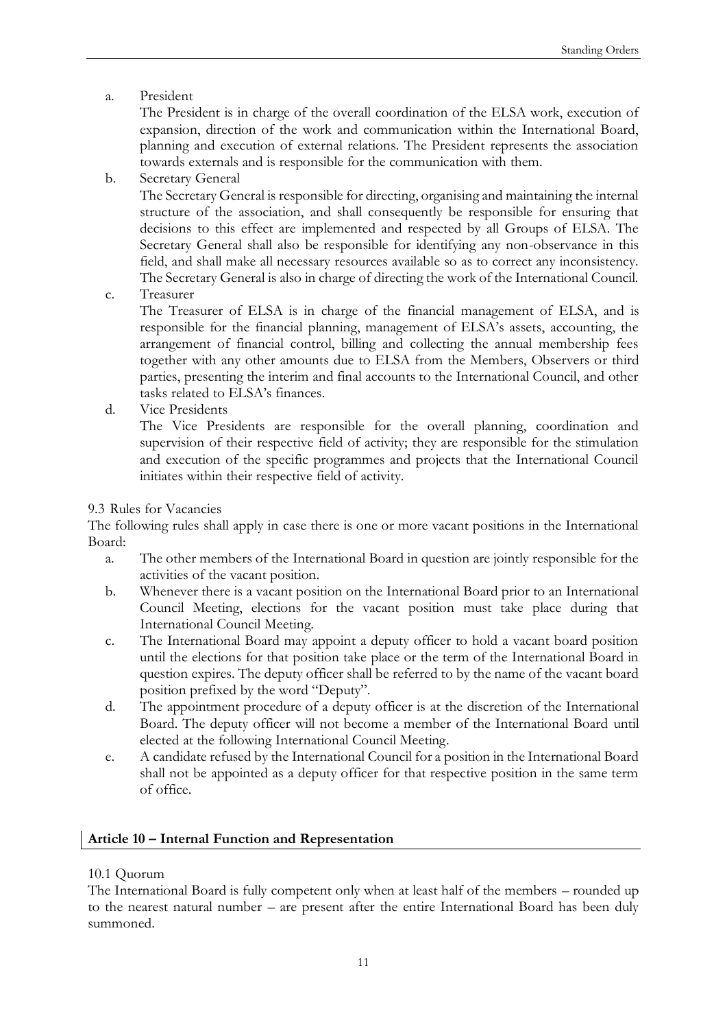a. President

   The President is in charge of the overall coordination of the ELSA work, execution of expansion, direction of the work and communication within the International Board, planning and execution of external relations. The President represents the association towards externals and is responsible for the communication with them.

b. Secretary General

   The Secretary General is responsible for directing, organising and maintaining the internal structure of the association, and shall consequently be responsible for ensuring that decisions to this effect are implemented and respected by all Groups of ELSA. The Secretary General shall also be responsible for identifying any non-observance in this field, and shall make all necessary resources available so as to correct any inconsistency. The Secretary General is also in charge of directing the work of the International Council.

c. Treasurer

   The Treasurer of ELSA is in charge of the financial management of ELSA, and is responsible for the financial planning, management of ELSA's assets, accounting, the arrangement of financial control, billing and collecting the annual membership fees together with any other amounts due to ELSA from the Members, Observers or third parties, presenting the interim and final accounts to the International Council, and other tasks related to ELSA's finances.

d. Vice Presidents

   The Vice Presidents are responsible for the overall planning, coordination and supervision of their respective field of activity; they are responsible for the stimulation and execution of the specific programmes and projects that the International Council initiates within their respective field of activity.

9.3 Rules for Vacancies

The following rules shall apply in case there is one or more vacant positions in the International Board:

a. The other members of the International Board in question are jointly responsible for the activities of the vacant position.
b. Whenever there is a vacant position on the International Board prior to an International Council Meeting, elections for the vacant position must take place during that International Council Meeting.
c. The International Board may appoint a deputy officer to hold a vacant board position until the elections for that position take place or the term of the International Board in question expires. The deputy officer shall be referred to by the name of the vacant board position prefixed by the word "Deputy".
d. The appointment procedure of a deputy officer is at the discretion of the International Board. The deputy officer will not become a member of the International Board until elected at the following International Council Meeting.
e. A candidate refused by the International Council for a position in the International Board shall not be appointed as a deputy officer for that respective position in the same term of office.

## Article 10 – Internal Function and Representation

10.1 Quorum

The International Board is fully competent only when at least half of the members – rounded up to the nearest natural number – are present after the entire International Board has been duly summoned.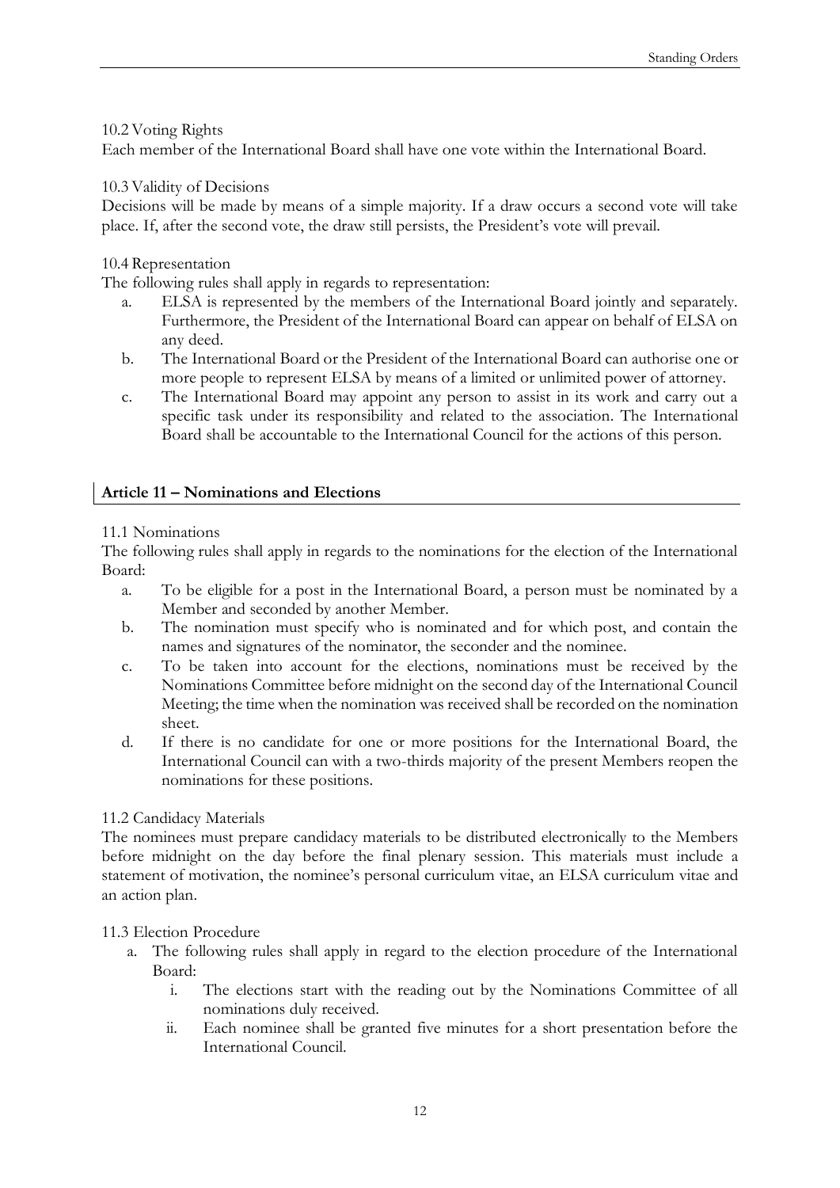10.2 Voting Rights

Each member of the International Board shall have one vote within the International Board.

10.3 Validity of Decisions

Decisions will be made by means of a simple majority. If a draw occurs a second vote will take place. If, after the second vote, the draw still persists, the President's vote will prevail.

10.4 Representation

The following rules shall apply in regards to representation:

a. ELSA is represented by the members of the International Board jointly and separately. Furthermore, the President of the International Board can appear on behalf of ELSA on any deed.
b. The International Board or the President of the International Board can authorise one or more people to represent ELSA by means of a limited or unlimited power of attorney.
c. The International Board may appoint any person to assist in its work and carry out a specific task under its responsibility and related to the association. The International Board shall be accountable to the International Council for the actions of this person.

## Article 11 – Nominations and Elections

11.1 Nominations

The following rules shall apply in regards to the nominations for the election of the International Board:

a. To be eligible for a post in the International Board, a person must be nominated by a Member and seconded by another Member.
b. The nomination must specify who is nominated and for which post, and contain the names and signatures of the nominator, the seconder and the nominee.
c. To be taken into account for the elections, nominations must be received by the Nominations Committee before midnight on the second day of the International Council Meeting; the time when the nomination was received shall be recorded on the nomination sheet.
d. If there is no candidate for one or more positions for the International Board, the International Council can with a two-thirds majority of the present Members reopen the nominations for these positions.

11.2 Candidacy Materials

The nominees must prepare candidacy materials to be distributed electronically to the Members before midnight on the day before the final plenary session. This materials must include a statement of motivation, the nominee's personal curriculum vitae, an ELSA curriculum vitae and an action plan.

11.3 Election Procedure

a. The following rules shall apply in regard to the election procedure of the International Board:
   i. The elections start with the reading out by the Nominations Committee of all nominations duly received.
   ii. Each nominee shall be granted five minutes for a short presentation before the International Council.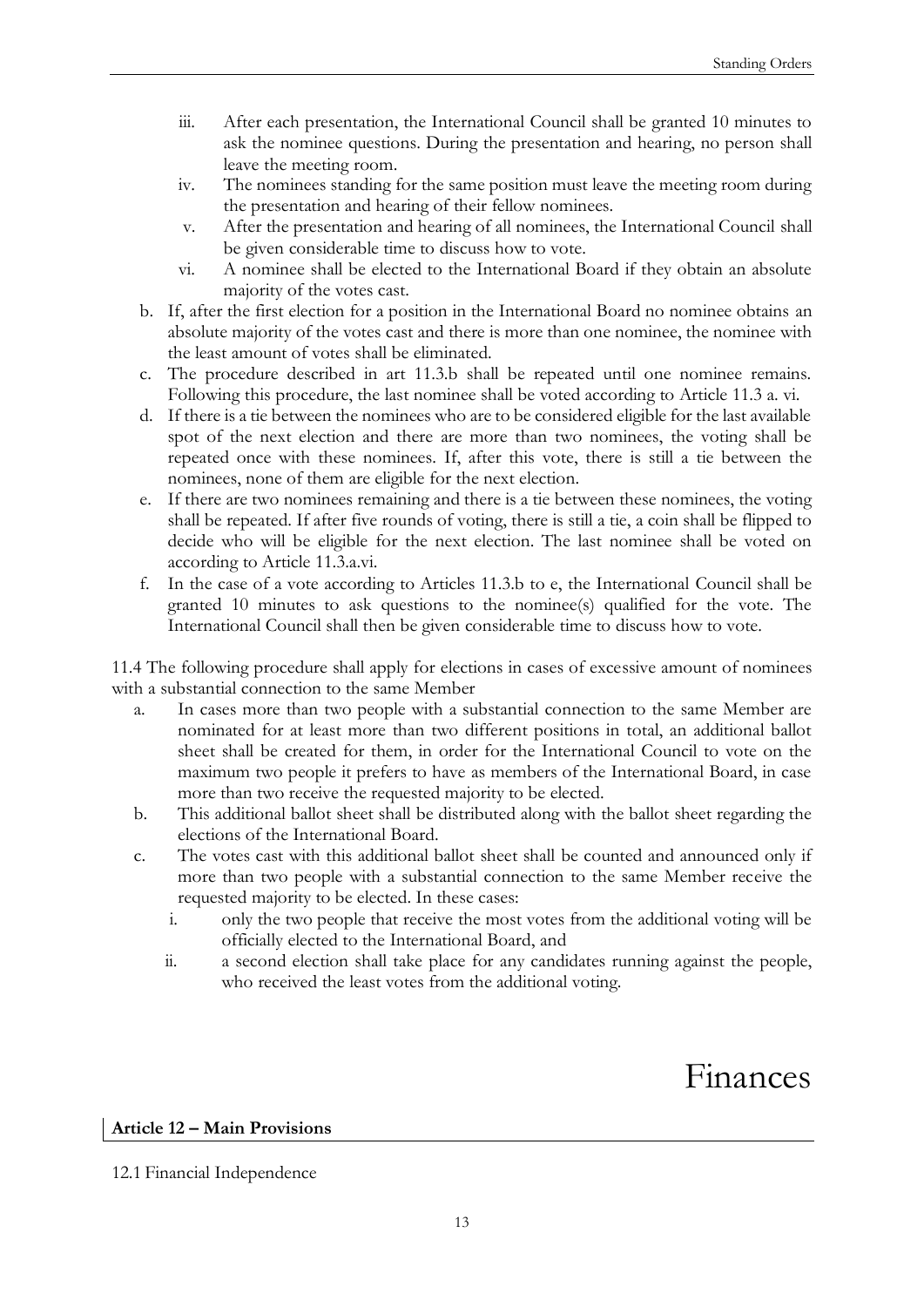iii. After each presentation, the International Council shall be granted 10 minutes to ask the nominee questions. During the presentation and hearing, no person shall leave the meeting room.
   iv. The nominees standing for the same position must leave the meeting room during the presentation and hearing of their fellow nominees.
   v. After the presentation and hearing of all nominees, the International Council shall be given considerable time to discuss how to vote.
   vi. A nominee shall be elected to the International Board if they obtain an absolute majority of the votes cast.

b. If, after the first election for a position in the International Board no nominee obtains an absolute majority of the votes cast and there is more than one nominee, the nominee with the least amount of votes shall be eliminated.
c. The procedure described in art 11.3.b shall be repeated until one nominee remains. Following this procedure, the last nominee shall be voted according to Article 11.3 a. vi.
d. If there is a tie between the nominees who are to be considered eligible for the last available spot of the next election and there are more than two nominees, the voting shall be repeated once with these nominees. If, after this vote, there is still a tie between the nominees, none of them are eligible for the next election.
e. If there are two nominees remaining and there is a tie between these nominees, the voting shall be repeated. If after five rounds of voting, there is still a tie, a coin shall be flipped to decide who will be eligible for the next election. The last nominee shall be voted on according to Article 11.3.a.vi.
f. In the case of a vote according to Articles 11.3.b to e, the International Council shall be granted 10 minutes to ask questions to the nominee(s) qualified for the vote. The International Council shall then be given considerable time to discuss how to vote.

11.4 The following procedure shall apply for elections in cases of excessive amount of nominees with a substantial connection to the same Member

a. In cases more than two people with a substantial connection to the same Member are nominated for at least more than two different positions in total, an additional ballot sheet shall be created for them, in order for the International Council to vote on the maximum two people it prefers to have as members of the International Board, in case more than two receive the requested majority to be elected.
b. This additional ballot sheet shall be distributed along with the ballot sheet regarding the elections of the International Board.
c. The votes cast with this additional ballot sheet shall be counted and announced only if more than two people with a substantial connection to the same Member receive the requested majority to be elected. In these cases:
   i. only the two people that receive the most votes from the additional voting will be officially elected to the International Board, and
   ii. a second election shall take place for any candidates running against the people, who received the least votes from the additional voting.

# Finances

## Article 12 – Main Provisions

12.1 Financial Independence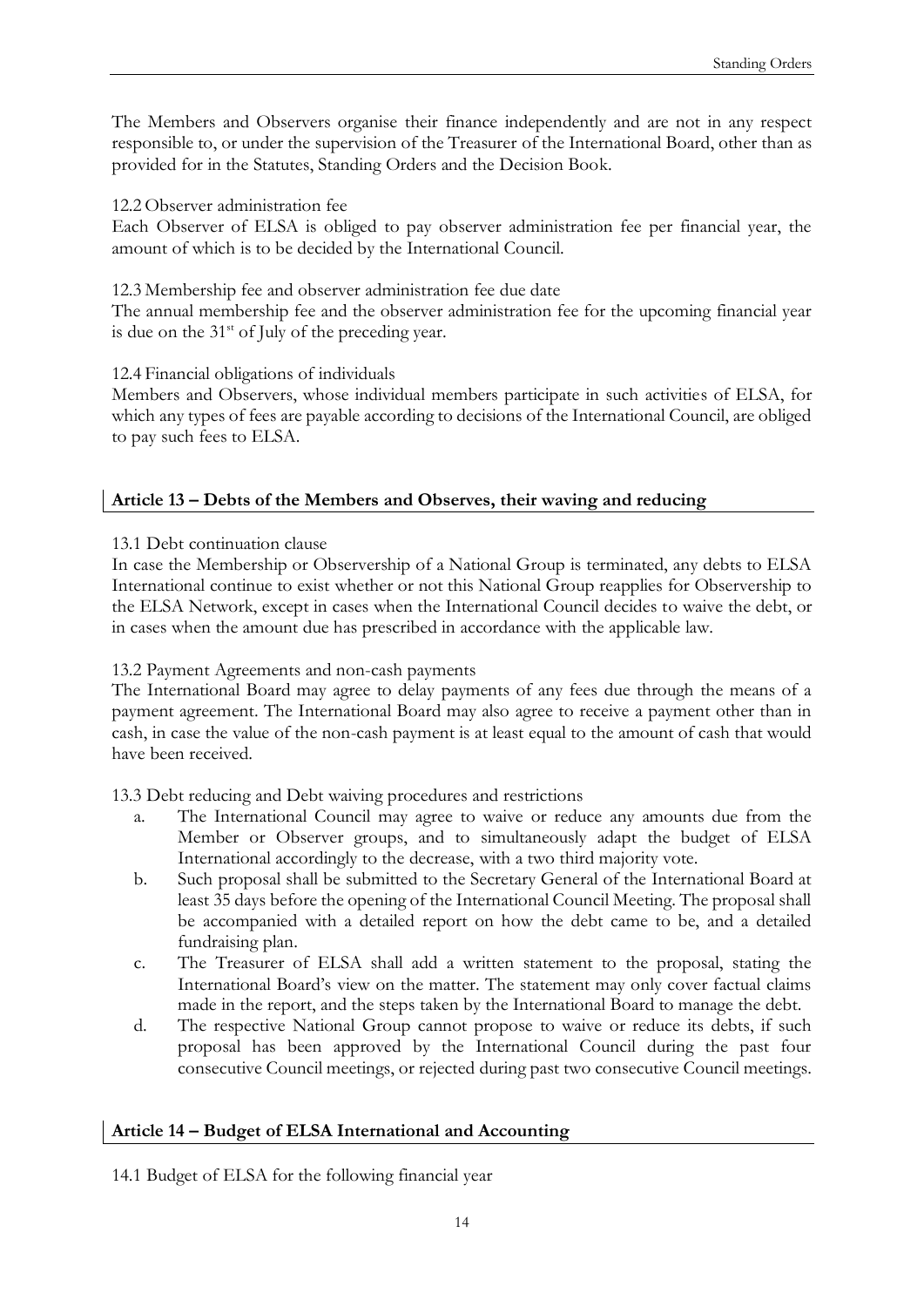The Members and Observers organise their finance independently and are not in any respect responsible to, or under the supervision of the Treasurer of the International Board, other than as provided for in the Statutes, Standing Orders and the Decision Book.

12.2 Observer administration fee

Each Observer of ELSA is obliged to pay observer administration fee per financial year, the amount of which is to be decided by the International Council.

12.3 Membership fee and observer administration fee due date

The annual membership fee and the observer administration fee for the upcoming financial year is due on the 31st of July of the preceding year.

12.4 Financial obligations of individuals

Members and Observers, whose individual members participate in such activities of ELSA, for which any types of fees are payable according to decisions of the International Council, are obliged to pay such fees to ELSA.

## Article 13 – Debts of the Members and Observes, their waving and reducing

13.1 Debt continuation clause

In case the Membership or Observership of a National Group is terminated, any debts to ELSA International continue to exist whether or not this National Group reapplies for Observership to the ELSA Network, except in cases when the International Council decides to waive the debt, or in cases when the amount due has prescribed in accordance with the applicable law.

13.2 Payment Agreements and non-cash payments

The International Board may agree to delay payments of any fees due through the means of a payment agreement. The International Board may also agree to receive a payment other than in cash, in case the value of the non-cash payment is at least equal to the amount of cash that would have been received.

13.3 Debt reducing and Debt waiving procedures and restrictions

a. The International Council may agree to waive or reduce any amounts due from the Member or Observer groups, and to simultaneously adapt the budget of ELSA International accordingly to the decrease, with a two third majority vote.
b. Such proposal shall be submitted to the Secretary General of the International Board at least 35 days before the opening of the International Council Meeting. The proposal shall be accompanied with a detailed report on how the debt came to be, and a detailed fundraising plan.
c. The Treasurer of ELSA shall add a written statement to the proposal, stating the International Board's view on the matter. The statement may only cover factual claims made in the report, and the steps taken by the International Board to manage the debt.
d. The respective National Group cannot propose to waive or reduce its debts, if such proposal has been approved by the International Council during the past four consecutive Council meetings, or rejected during past two consecutive Council meetings.

## Article 14 – Budget of ELSA International and Accounting

14.1 Budget of ELSA for the following financial year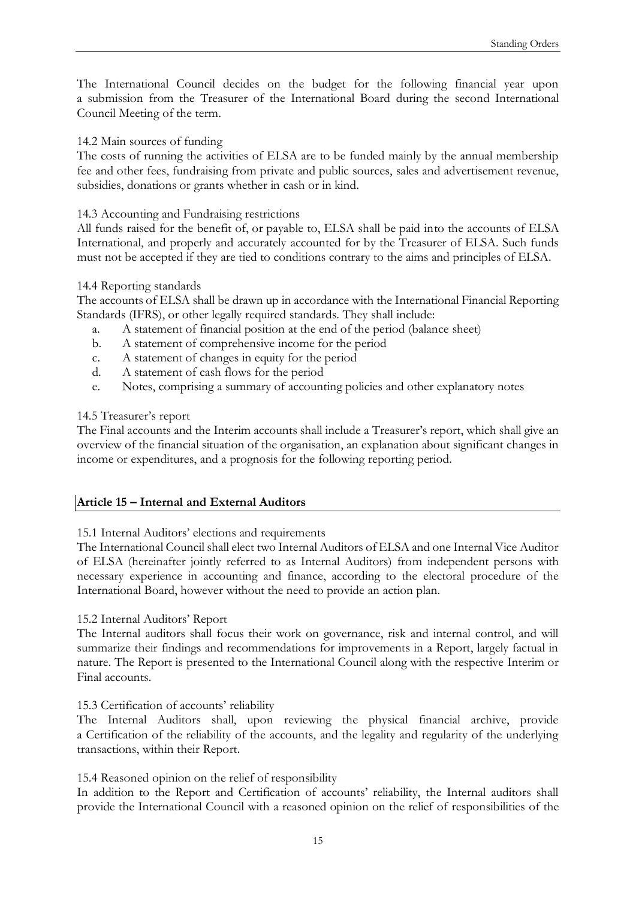The International Council decides on the budget for the following financial year upon a submission from the Treasurer of the International Board during the second International Council Meeting of the term.

14.2 Main sources of funding

The costs of running the activities of ELSA are to be funded mainly by the annual membership fee and other fees, fundraising from private and public sources, sales and advertisement revenue, subsidies, donations or grants whether in cash or in kind.

14.3 Accounting and Fundraising restrictions

All funds raised for the benefit of, or payable to, ELSA shall be paid into the accounts of ELSA International, and properly and accurately accounted for by the Treasurer of ELSA. Such funds must not be accepted if they are tied to conditions contrary to the aims and principles of ELSA.

14.4 Reporting standards

The accounts of ELSA shall be drawn up in accordance with the International Financial Reporting Standards (IFRS), or other legally required standards. They shall include:

a. A statement of financial position at the end of the period (balance sheet)
b. A statement of comprehensive income for the period
c. A statement of changes in equity for the period
d. A statement of cash flows for the period
e. Notes, comprising a summary of accounting policies and other explanatory notes

14.5 Treasurer's report

The Final accounts and the Interim accounts shall include a Treasurer's report, which shall give an overview of the financial situation of the organisation, an explanation about significant changes in income or expenditures, and a prognosis for the following reporting period.

## Article 15 – Internal and External Auditors

15.1 Internal Auditors' elections and requirements

The International Council shall elect two Internal Auditors of ELSA and one Internal Vice Auditor of ELSA (hereinafter jointly referred to as Internal Auditors) from independent persons with necessary experience in accounting and finance, according to the electoral procedure of the International Board, however without the need to provide an action plan.

15.2 Internal Auditors' Report

The Internal auditors shall focus their work on governance, risk and internal control, and will summarize their findings and recommendations for improvements in a Report, largely factual in nature. The Report is presented to the International Council along with the respective Interim or Final accounts.

15.3 Certification of accounts' reliability

The Internal Auditors shall, upon reviewing the physical financial archive, provide a Certification of the reliability of the accounts, and the legality and regularity of the underlying transactions, within their Report.

15.4 Reasoned opinion on the relief of responsibility

In addition to the Report and Certification of accounts' reliability, the Internal auditors shall provide the International Council with a reasoned opinion on the relief of responsibilities of the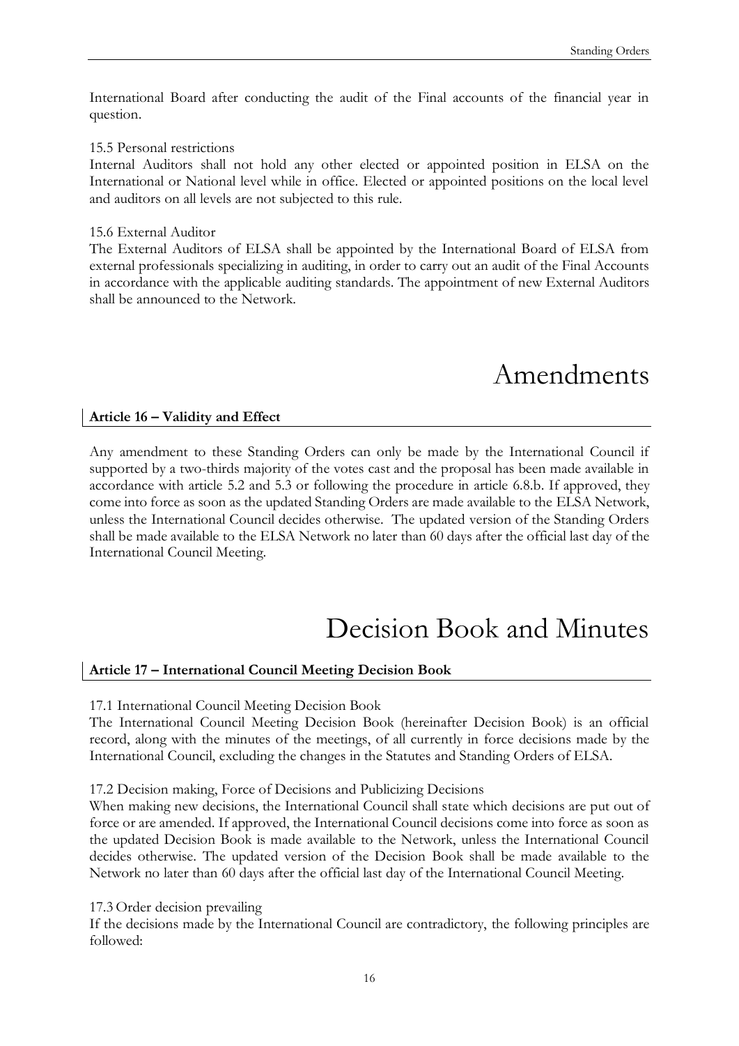International Board after conducting the audit of the Final accounts of the financial year in question.

15.5 Personal restrictions

Internal Auditors shall not hold any other elected or appointed position in ELSA on the International or National level while in office. Elected or appointed positions on the local level and auditors on all levels are not subjected to this rule.

15.6 External Auditor

The External Auditors of ELSA shall be appointed by the International Board of ELSA from external professionals specializing in auditing, in order to carry out an audit of the Final Accounts in accordance with the applicable auditing standards. The appointment of new External Auditors shall be announced to the Network.

# Amendments

### Article 16 – Validity and Effect

Any amendment to these Standing Orders can only be made by the International Council if supported by a two-thirds majority of the votes cast and the proposal has been made available in accordance with article 5.2 and 5.3 or following the procedure in article 6.8.b. If approved, they come into force as soon as the updated Standing Orders are made available to the ELSA Network, unless the International Council decides otherwise. The updated version of the Standing Orders shall be made available to the ELSA Network no later than 60 days after the official last day of the International Council Meeting.

# Decision Book and Minutes

### Article 17 – International Council Meeting Decision Book

17.1 International Council Meeting Decision Book

The International Council Meeting Decision Book (hereinafter Decision Book) is an official record, along with the minutes of the meetings, of all currently in force decisions made by the International Council, excluding the changes in the Statutes and Standing Orders of ELSA.

17.2 Decision making, Force of Decisions and Publicizing Decisions

When making new decisions, the International Council shall state which decisions are put out of force or are amended. If approved, the International Council decisions come into force as soon as the updated Decision Book is made available to the Network, unless the International Council decides otherwise. The updated version of the Decision Book shall be made available to the Network no later than 60 days after the official last day of the International Council Meeting.

17.3 Order decision prevailing

If the decisions made by the International Council are contradictory, the following principles are followed: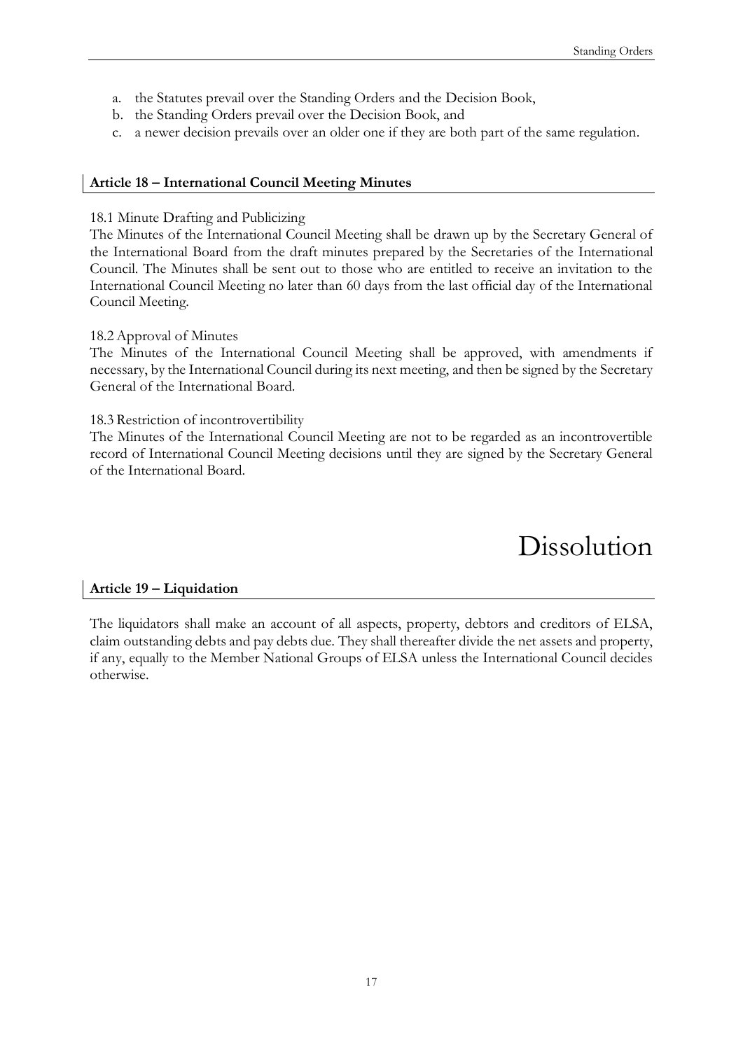a. the Statutes prevail over the Standing Orders and the Decision Book,
b. the Standing Orders prevail over the Decision Book, and
c. a newer decision prevails over an older one if they are both part of the same regulation.

### Article 18 – International Council Meeting Minutes

18.1 Minute Drafting and Publicizing

The Minutes of the International Council Meeting shall be drawn up by the Secretary General of the International Board from the draft minutes prepared by the Secretaries of the International Council. The Minutes shall be sent out to those who are entitled to receive an invitation to the International Council Meeting no later than 60 days from the last official day of the International Council Meeting.

18.2 Approval of Minutes

The Minutes of the International Council Meeting shall be approved, with amendments if necessary, by the International Council during its next meeting, and then be signed by the Secretary General of the International Board.

18.3 Restriction of incontrovertibility

The Minutes of the International Council Meeting are not to be regarded as an incontrovertible record of International Council Meeting decisions until they are signed by the Secretary General of the International Board.

## Dissolution

### Article 19 – Liquidation

The liquidators shall make an account of all aspects, property, debtors and creditors of ELSA, claim outstanding debts and pay debts due. They shall thereafter divide the net assets and property, if any, equally to the Member National Groups of ELSA unless the International Council decides otherwise.